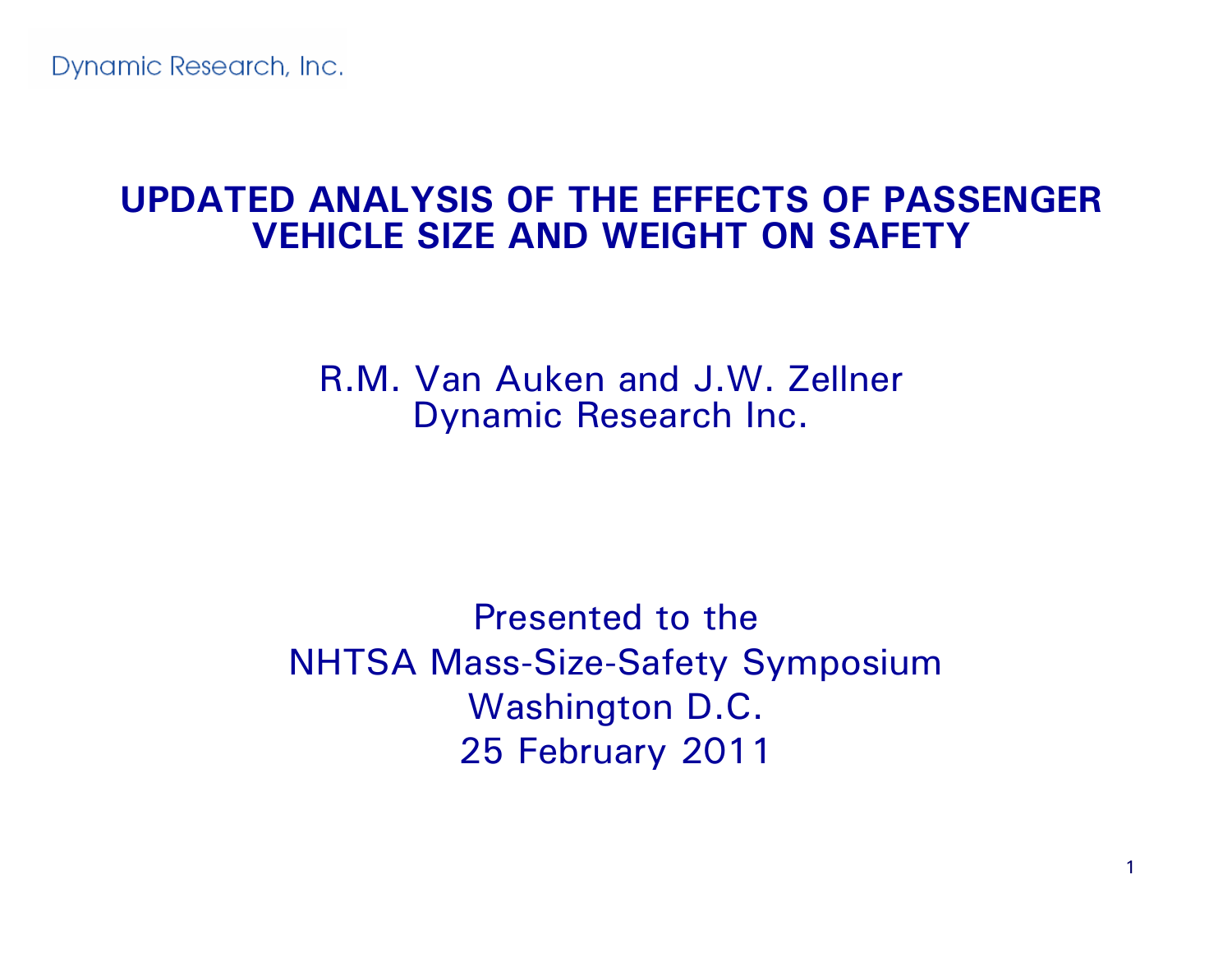Dynamic Research, Inc.

# UPDATED ANALYSIS OF THE EFFECTS OF PASSENGER VEHICLE SIZE AND WEIGHT ON SAFETY

R.M. Van Auken and J.W. Zellner
Dynamic Research Inc.

Presented to the
NHTSA Mass-Size-Safety Symposium
Washington D.C.
25 February 2011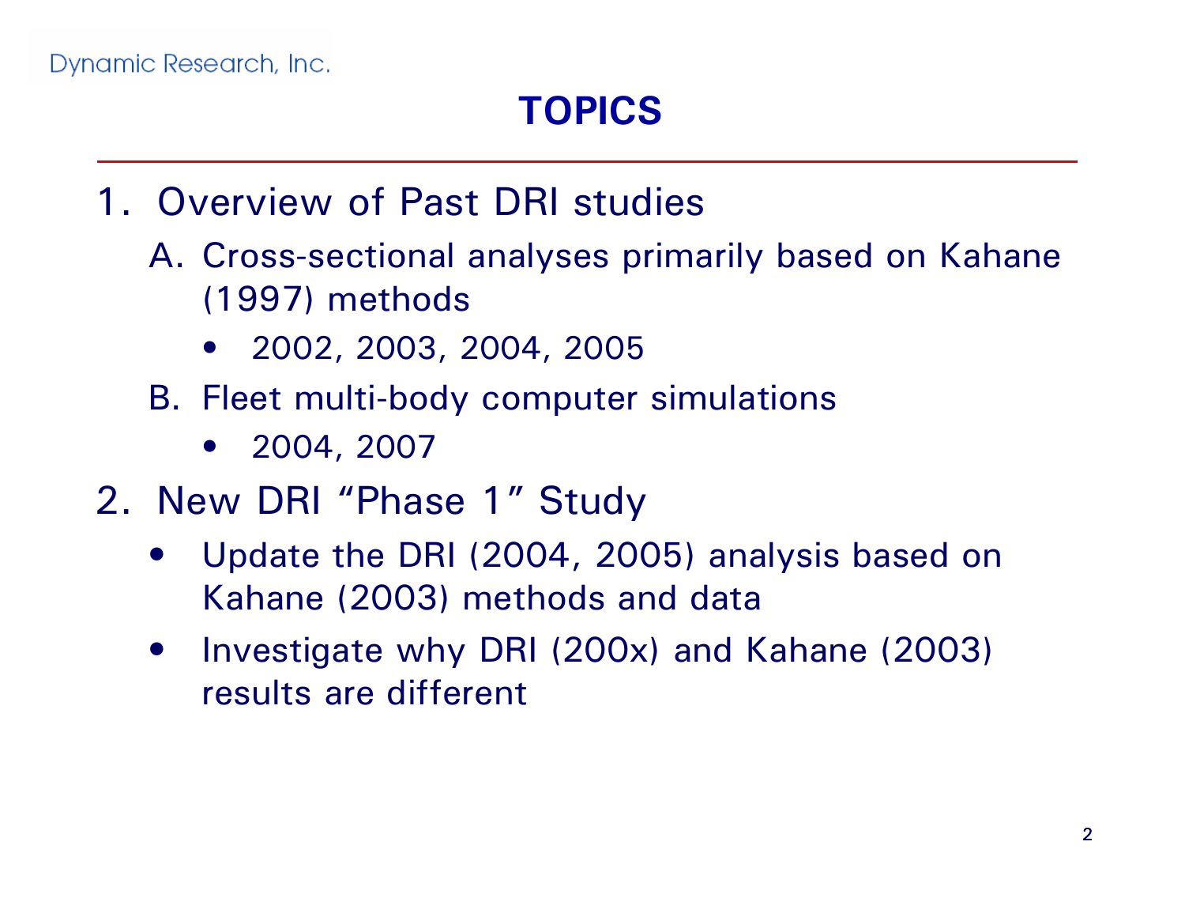# TOPICS

1. Overview of Past DRI studies
   A. Cross-sectional analyses primarily based on Kahane (1997) methods
      - 2002, 2003, 2004, 2005

   B. Fleet multi-body computer simulations
      - 2004, 2007

2. New DRI "Phase 1" Study
   - Update the DRI (2004, 2005) analysis based on Kahane (2003) methods and data
   - Investigate why DRI (200x) and Kahane (2003) results are different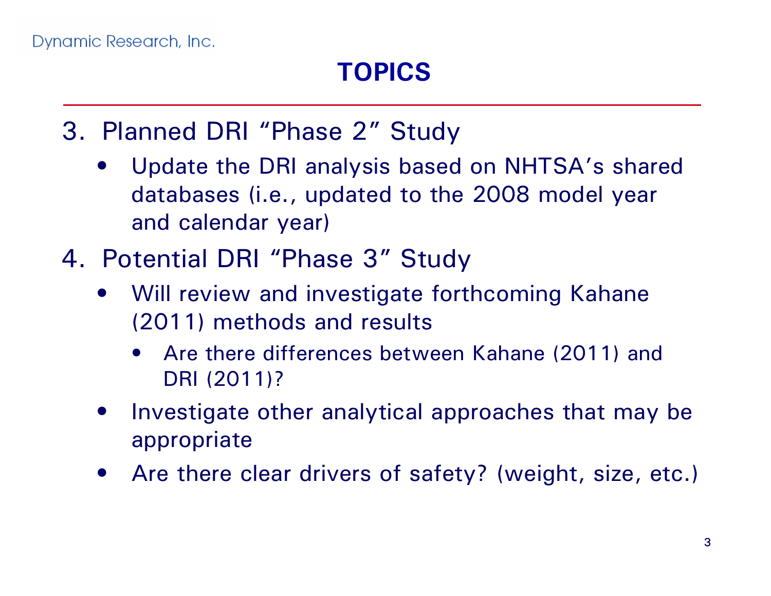# TOPICS

3. Planned DRI "Phase 2" Study
   - Update the DRI analysis based on NHTSA's shared databases (i.e., updated to the 2008 model year and calendar year)
4. Potential DRI "Phase 3" Study
   - Will review and investigate forthcoming Kahane (2011) methods and results
     - Are there differences between Kahane (2011) and DRI (2011)?
   - Investigate other analytical approaches that may be appropriate
   - Are there clear drivers of safety? (weight, size, etc.)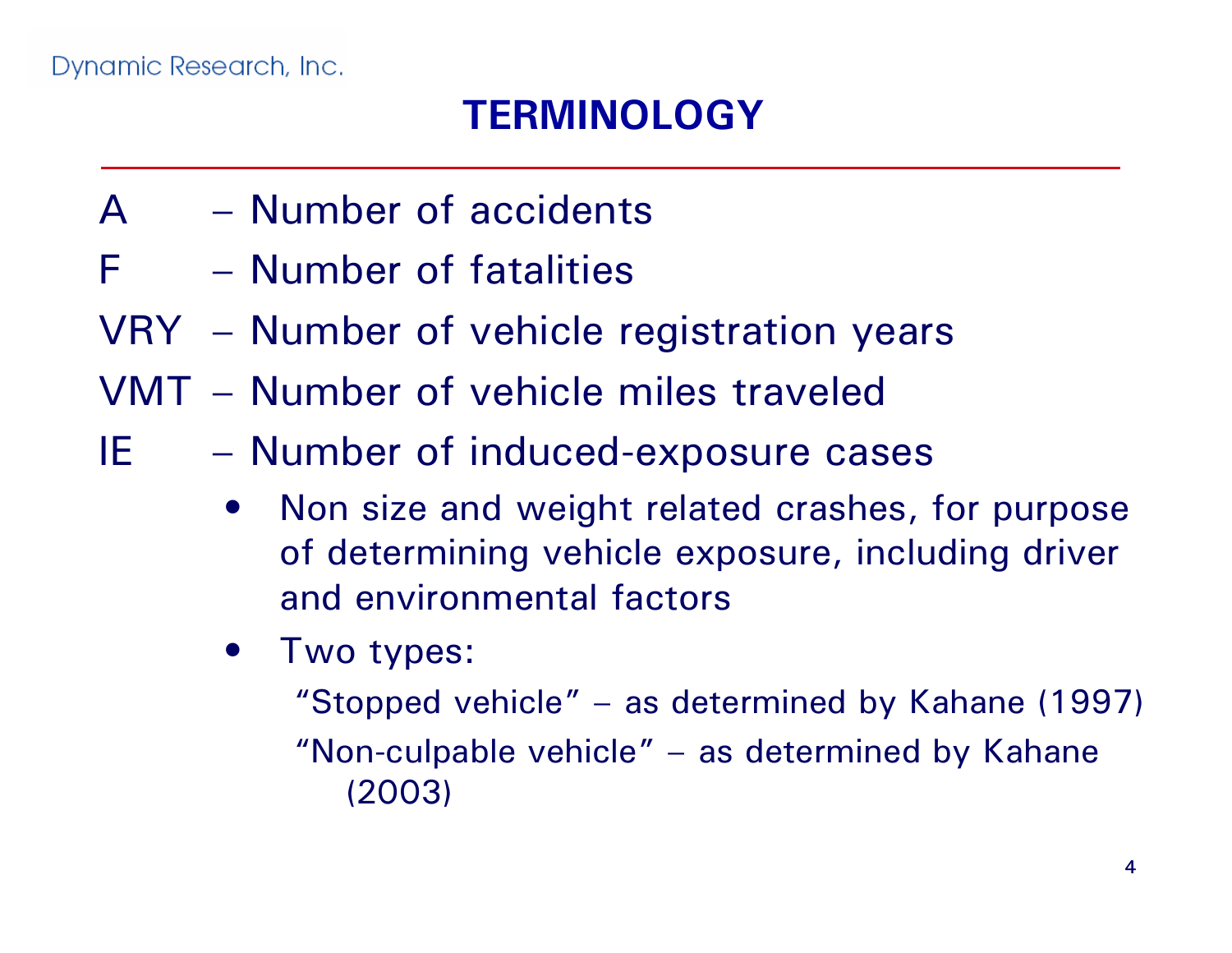# TERMINOLOGY

- A – Number of accidents
- F – Number of fatalities
- VRY – Number of vehicle registration years
- VMT – Number of vehicle miles traveled
- IE – Number of induced-exposure cases
  - Non size and weight related crashes, for purpose of determining vehicle exposure, including driver and environmental factors
  - Two types:
    - "Stopped vehicle" – as determined by Kahane (1997)
    - "Non-culpable vehicle" – as determined by Kahane (2003)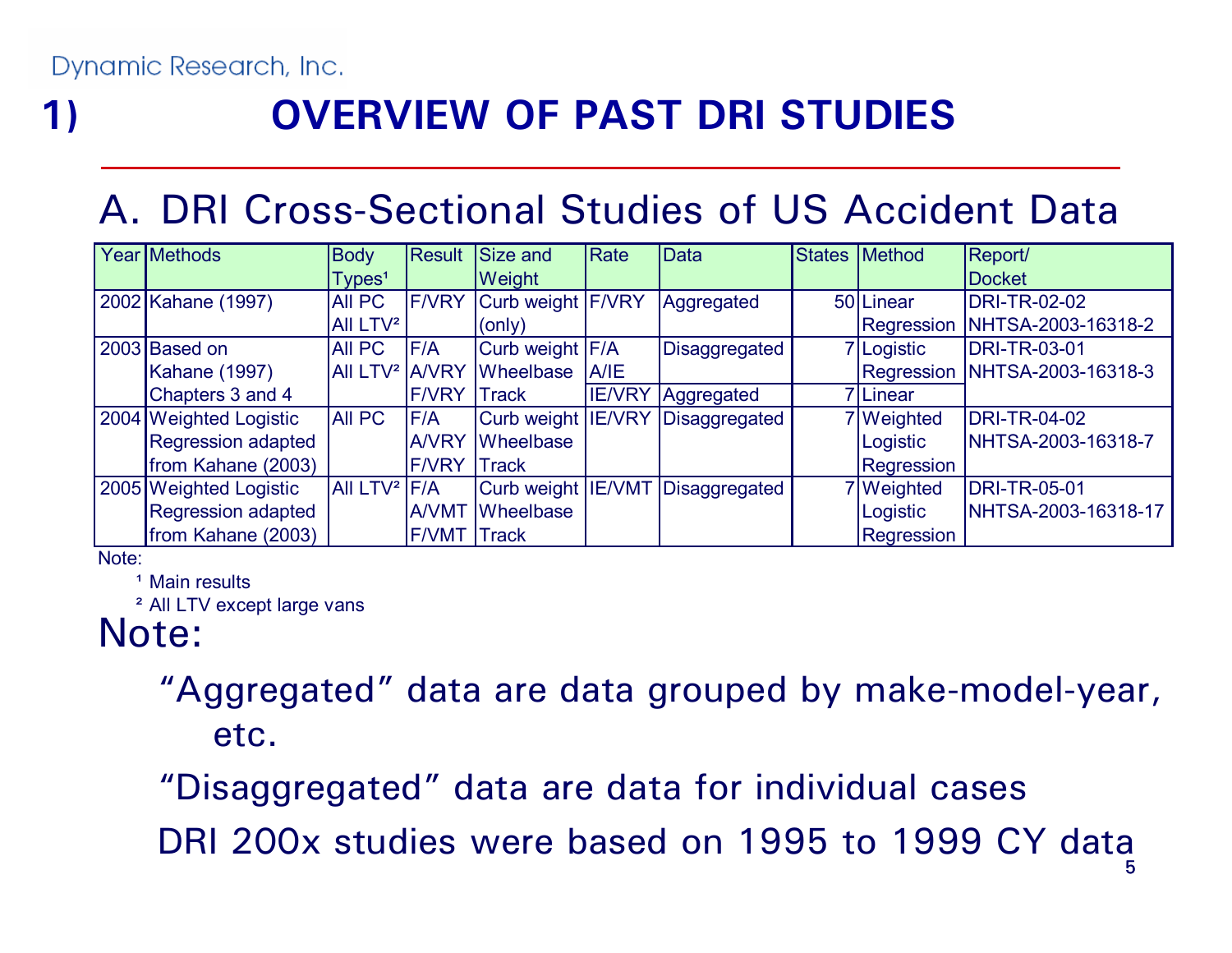# 1) OVERVIEW OF PAST DRI STUDIES

## A. DRI Cross-Sectional Studies of US Accident Data

| Year | Methods | Body Types[1] | Result | Size and Weight | Rate | Data | States | Method | Report/ Docket |
|---|---|---|---|---|---|---|---|---|---|
| 2002 | Kahane (1997) | All PC All LTV[2] | F/VRY | Curb weight (only) | F/VRY | Aggregated | 50 | Linear Regression | DRI-TR-02-02 NHTSA-2003-16318-2 |
| 2003 | Based on Kahane (1997) Chapters 3 and 4 | All PC All LTV[2] | F/A A/VRY F/VRY | Curb weight Wheelbase Track | F/A A/IE | Disaggregated | 7 | Logistic Regression | DRI-TR-03-01 NHTSA-2003-16318-3 |
| | | | | | IE/VRY | Aggregated | 7 | Linear | |
| 2004 | Weighted Logistic Regression adapted from Kahane (2003) | All PC | F/A A/VRY F/VRY | Curb weight Wheelbase Track | IE/VRY | Disaggregated | 7 | Weighted Logistic Regression | DRI-TR-04-02 NHTSA-2003-16318-7 |
| 2005 | Weighted Logistic Regression adapted from Kahane (2003) | All LTV[2] | F/A A/VMT F/VMT | Curb weight Wheelbase Track | IE/VMT | Disaggregated | 7 | Weighted Logistic Regression | DRI-TR-05-01 NHTSA-2003-16318-17 |

Note:

[1] Main results

[2] All LTV except large vans

Note:

"Aggregated" data are data grouped by make-model-year, etc.

"Disaggregated" data are data for individual cases

DRI 200x studies were based on 1995 to 1999 CY data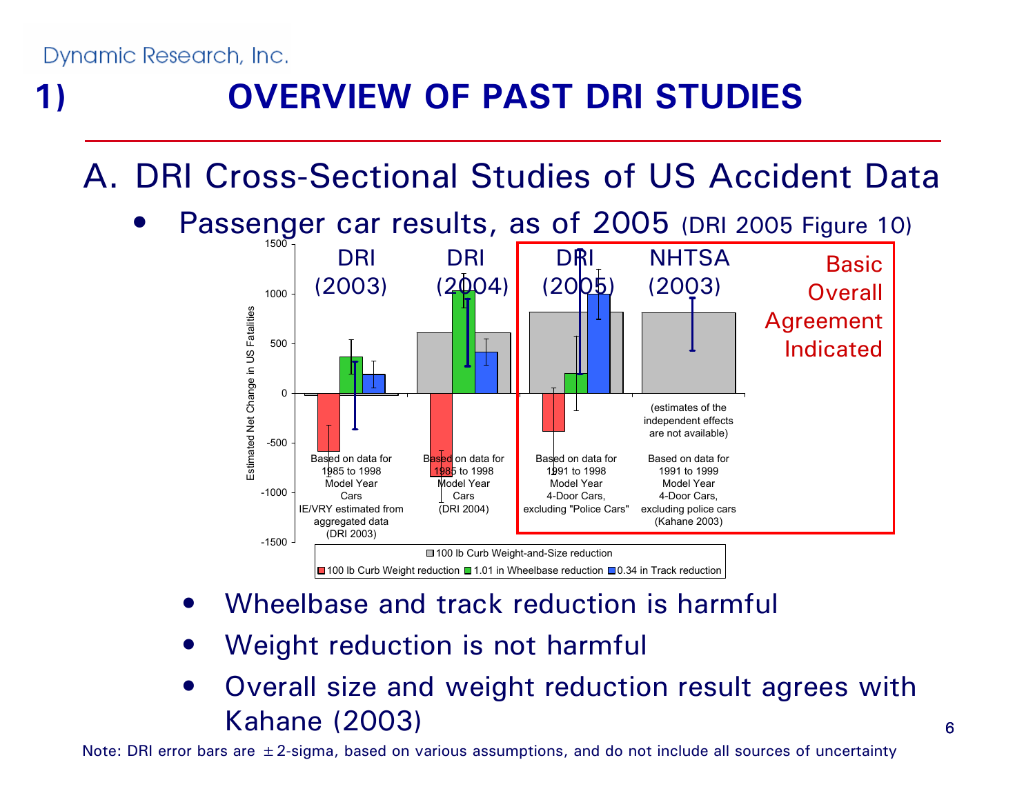# 1) OVERVIEW OF PAST DRI STUDIES

## A. DRI Cross-Sectional Studies of US Accident Data

- Passenger car results, as of 2005 (DRI 2005 Figure 10)

Estimated Net Change in US Fatalities

| | DRI (2003) | DRI (2004) | DRI (2005) | NHTSA (2003) |
|---|---|---|---|---|
| Data basis | Based on data for 1985 to 1998 Model Year Cars IE/VRY estimated from aggregated data (DRI 2003) | Based on data for 1985 to 1998 Model Year Cars (DRI 2004) | Based on data for 1991 to 1998 Model Year 4-Door Cars, excluding "Police Cars" | Based on data for 1991 to 1999 Model Year 4-Door Cars, excluding police cars (Kahane 2003) |

Legend: 100 lb Curb Weight-and-Size reduction; 100 lb Curb Weight reduction; 1.01 in Wheelbase reduction; 0.34 in Track reduction

NHTSA (2003): (estimates of the independent effects are not available)

Basic Overall Agreement Indicated

- Wheelbase and track reduction is harmful
- Weight reduction is not harmful
- Overall size and weight reduction result agrees with Kahane (2003)

Note: DRI error bars are ±2-sigma, based on various assumptions, and do not include all sources of uncertainty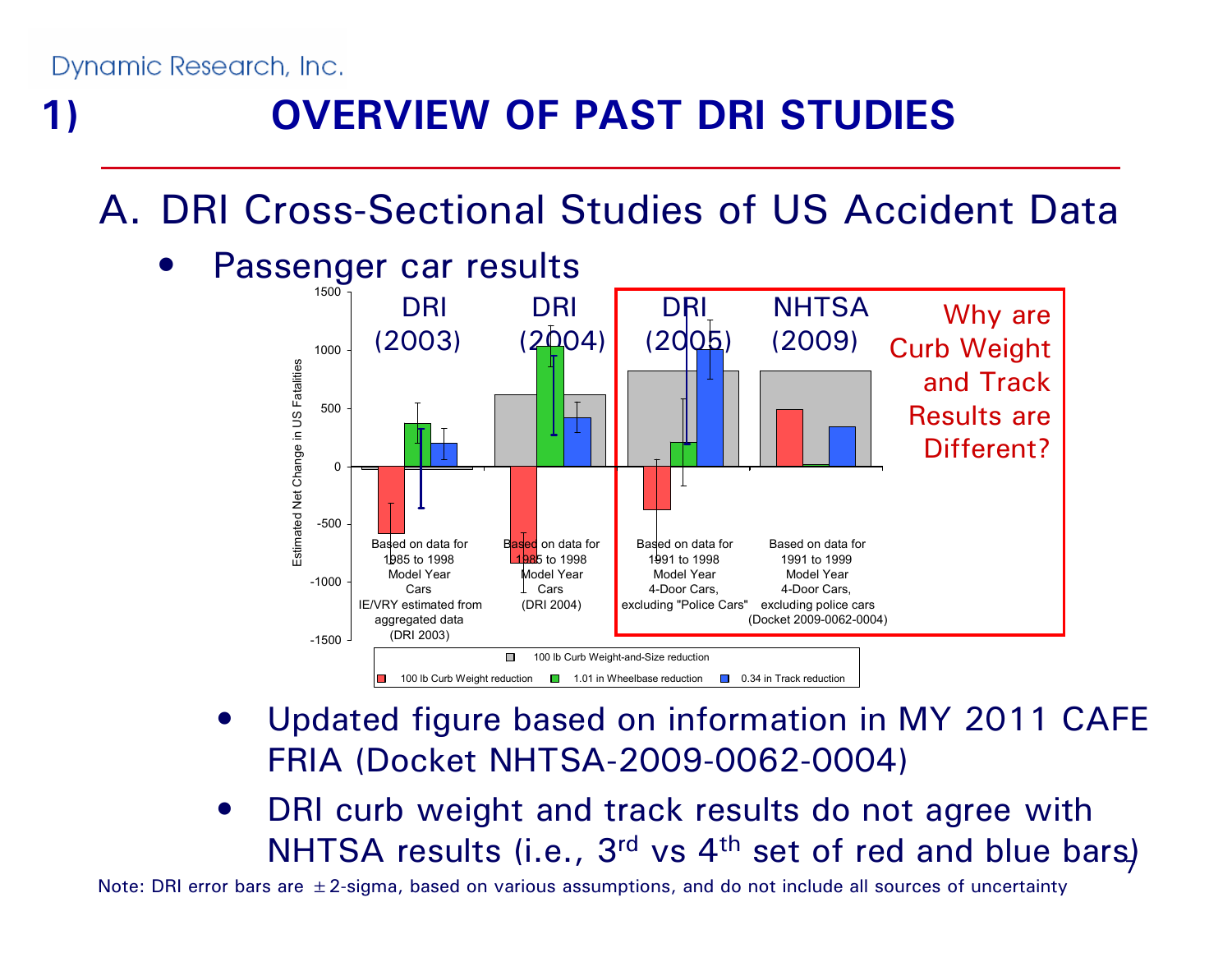# 1) OVERVIEW OF PAST DRI STUDIES

## A. DRI Cross-Sectional Studies of US Accident Data

- Passenger car results

DRI (2003) | DRI (2004) | DRI (2005) | NHTSA (2009)

Why are Curb Weight and Track Results are Different?

Estimated Net Change in US Fatalities

Based on data for 1985 to 1998 Model Year Cars IE/VRY estimated from aggregated data (DRI 2003)

Based on data for 1985 to 1998 Model Year Cars (DRI 2004)

Based on data for 1991 to 1998 Model Year 4-Door Cars, excluding "Police Cars"

Based on data for 1991 to 1999 Model Year 4-Door Cars, excluding police cars (Docket 2009-0062-0004)

100 lb Curb Weight-and-Size reduction; 100 lb Curb Weight reduction; 1.01 in Wheelbase reduction; 0.34 in Track reduction

- Updated figure based on information in MY 2011 CAFE FRIA (Docket NHTSA-2009-0062-0004)
- DRI curb weight and track results do not agree with NHTSA results (i.e., 3rd vs 4th set of red and blue bars)

Note: DRI error bars are ±2-sigma, based on various assumptions, and do not include all sources of uncertainty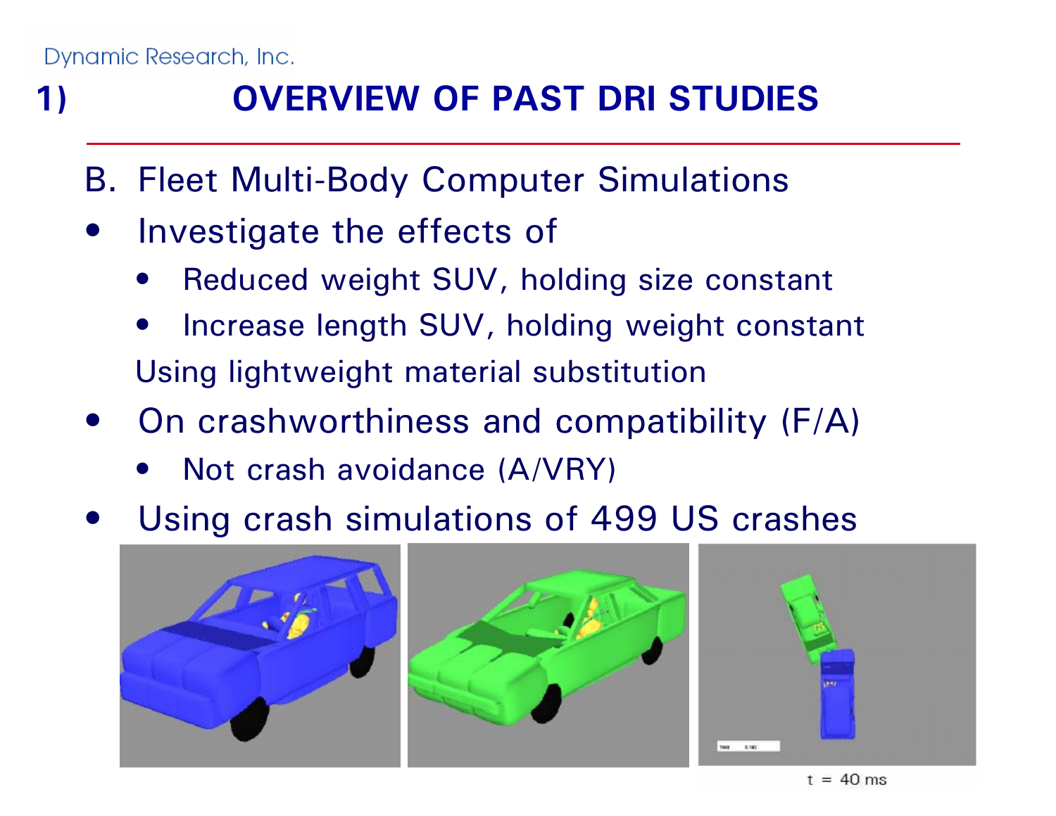# 1) OVERVIEW OF PAST DRI STUDIES

B. Fleet Multi-Body Computer Simulations

- Investigate the effects of
  - Reduced weight SUV, holding size constant
  - Increase length SUV, holding weight constant

  Using lightweight material substitution
- On crashworthiness and compatibility (F/A)
  - Not crash avoidance (A/VRY)
- Using crash simulations of 499 US crashes

t = 40 ms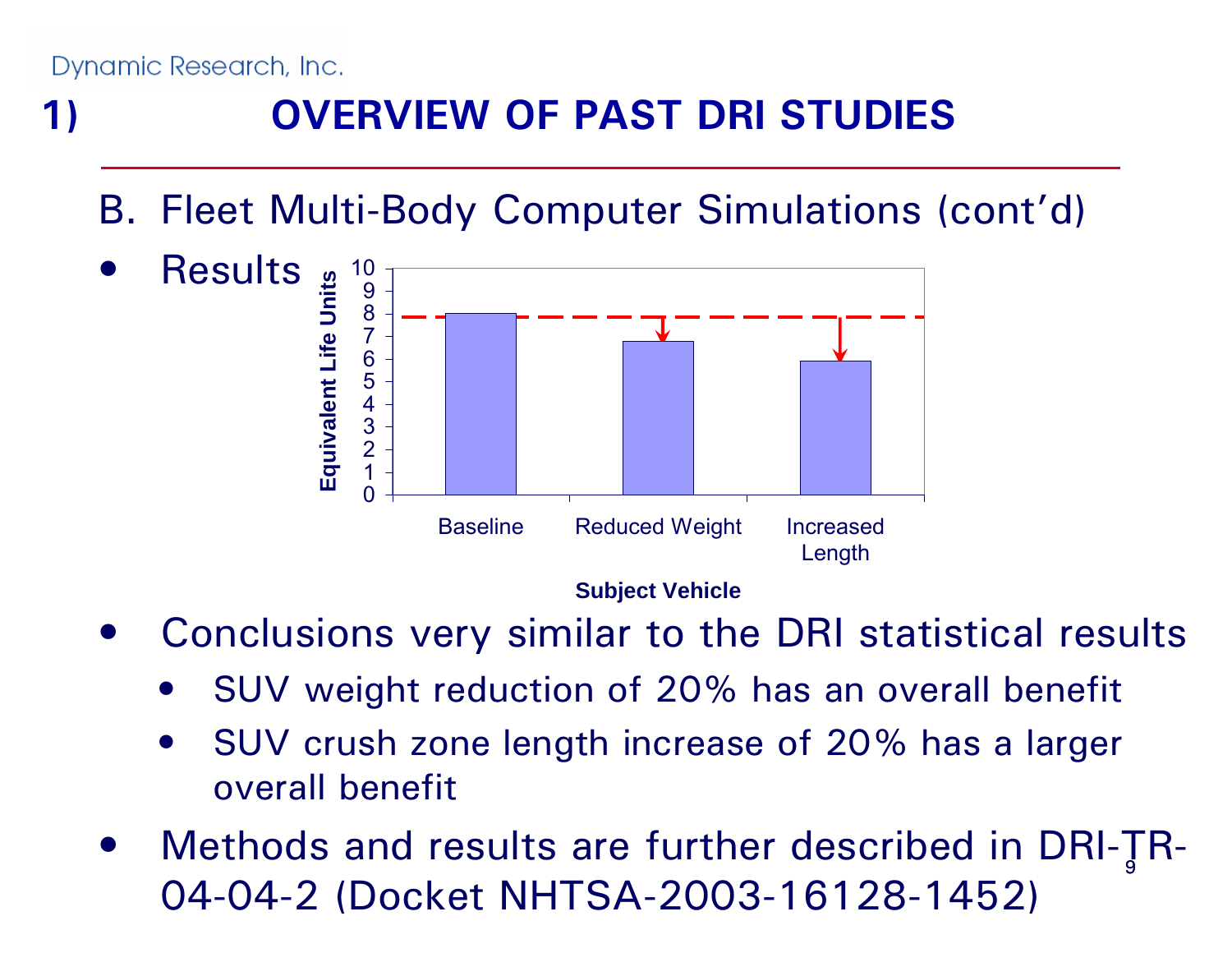# 1) OVERVIEW OF PAST DRI STUDIES

## B. Fleet Multi-Body Computer Simulations (cont'd)

- Results

| Subject Vehicle | Equivalent Life Units |
|---|---|
| Baseline | 8.0 |
| Reduced Weight | 6.8 |
| Increased Length | 5.9 |

- Conclusions very similar to the DRI statistical results
  - SUV weight reduction of 20% has an overall benefit
  - SUV crush zone length increase of 20% has a larger overall benefit
- Methods and results are further described in DRI-TR-04-04-2 (Docket NHTSA-2003-16128-1452)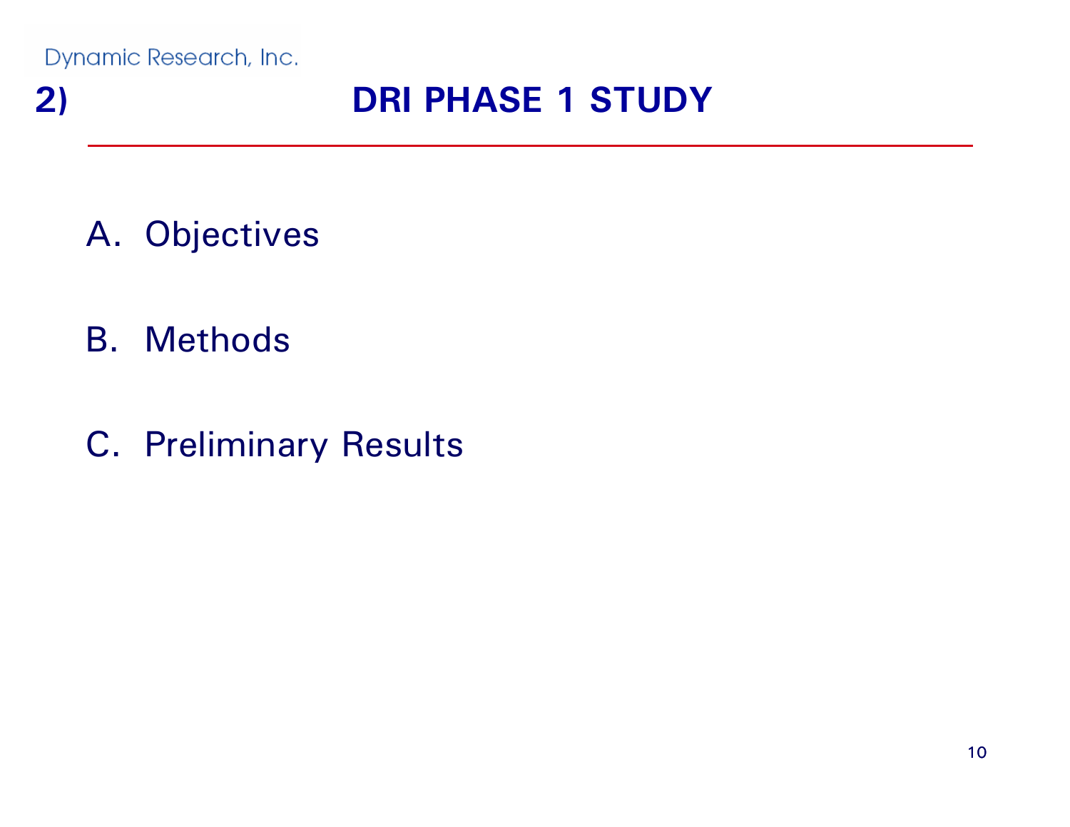# 2) DRI PHASE 1 STUDY

A. Objectives

B. Methods

C. Preliminary Results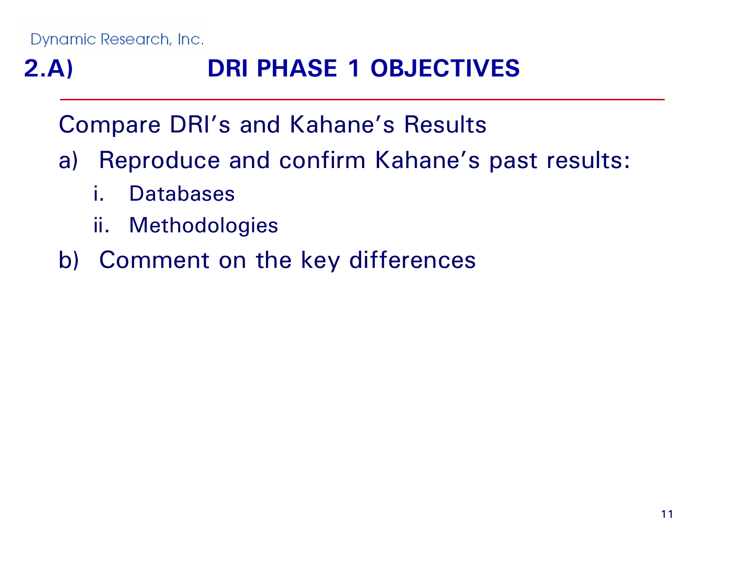## 2.A) DRI PHASE 1 OBJECTIVES

Compare DRI's and Kahane's Results

a) Reproduce and confirm Kahane's past results:
   i. Databases
   ii. Methodologies

b) Comment on the key differences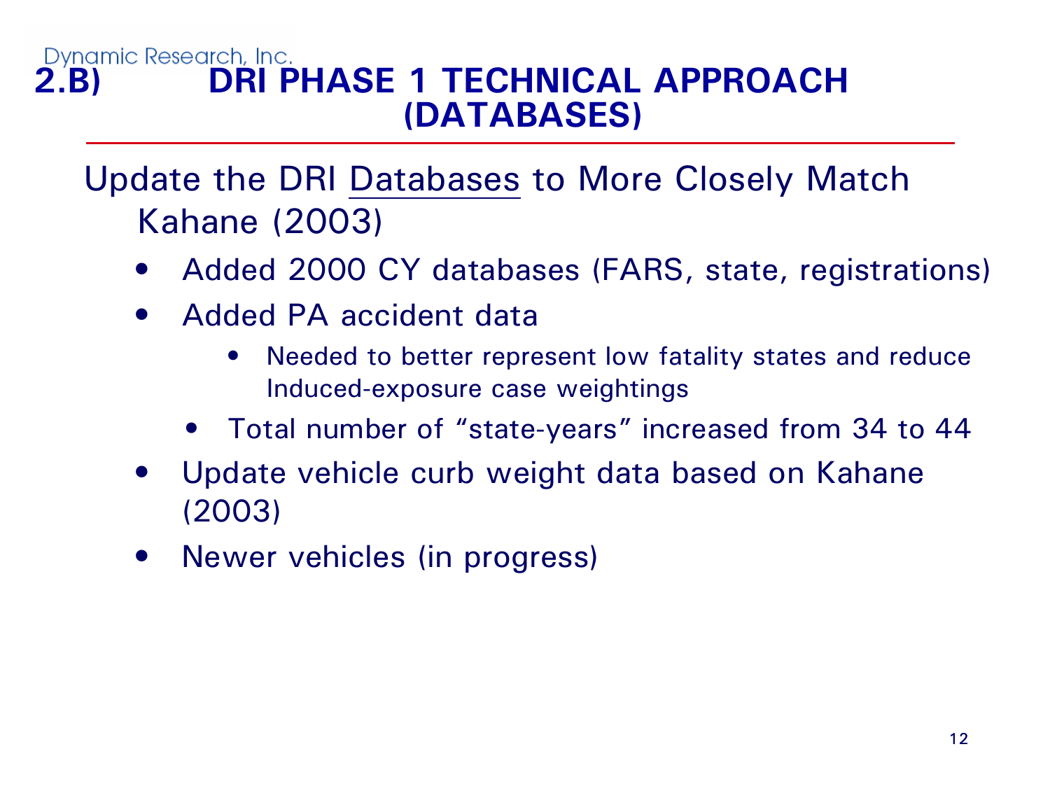Dynamic Research, Inc.

# 2.B) DRI PHASE 1 TECHNICAL APPROACH (DATABASES)

Update the DRI Databases to More Closely Match Kahane (2003)

- Added 2000 CY databases (FARS, state, registrations)
- Added PA accident data
  - Needed to better represent low fatality states and reduce Induced-exposure case weightings
  - Total number of “state-years” increased from 34 to 44
- Update vehicle curb weight data based on Kahane (2003)
- Newer vehicles (in progress)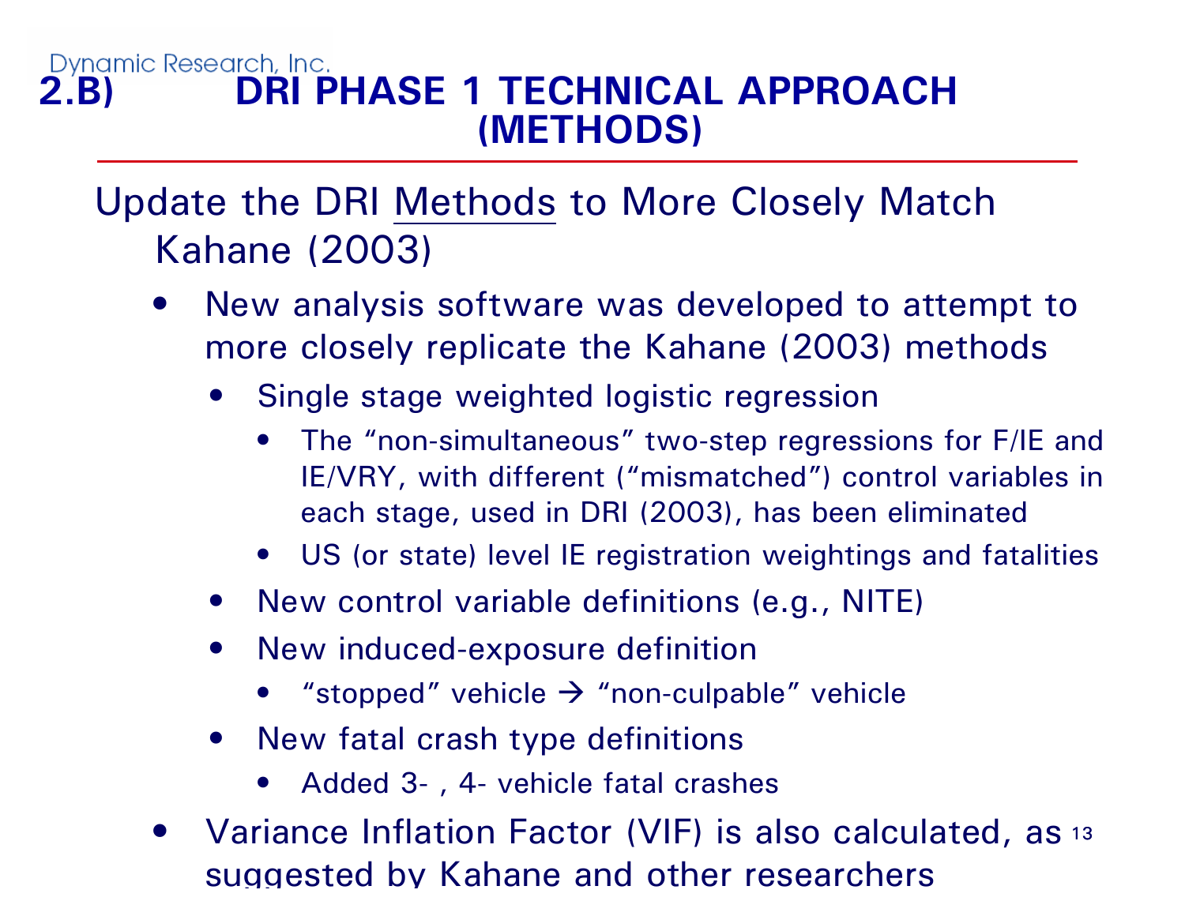## 2.B) DRI PHASE 1 TECHNICAL APPROACH (METHODS)

Update the DRI Methods to More Closely Match Kahane (2003)

- New analysis software was developed to attempt to more closely replicate the Kahane (2003) methods
  - Single stage weighted logistic regression
    - The "non-simultaneous" two-step regressions for F/IE and IE/VRY, with different ("mismatched") control variables in each stage, used in DRI (2003), has been eliminated
    - US (or state) level IE registration weightings and fatalities
  - New control variable definitions (e.g., NITE)
  - New induced-exposure definition
    - "stopped" vehicle → "non-culpable" vehicle
  - New fatal crash type definitions
    - Added 3- , 4- vehicle fatal crashes
- Variance Inflation Factor (VIF) is also calculated, as suggested by Kahane and other researchers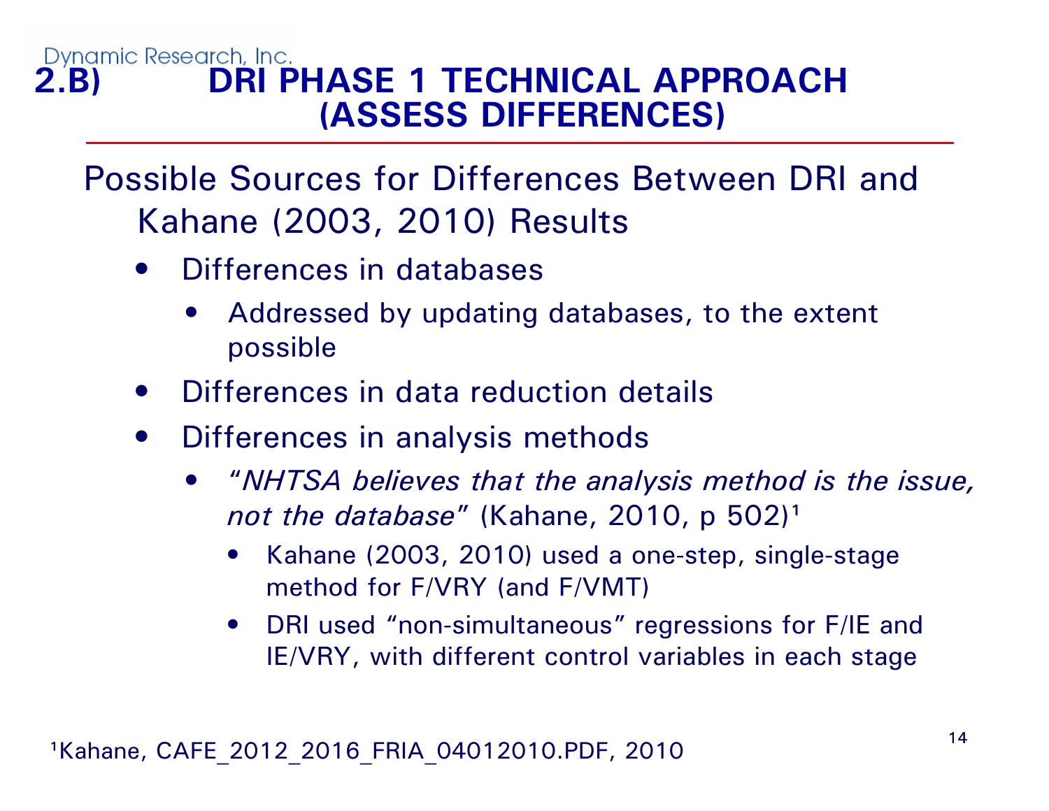Dynamic Research, Inc.

# 2.B) DRI PHASE 1 TECHNICAL APPROACH (ASSESS DIFFERENCES)

Possible Sources for Differences Between DRI and Kahane (2003, 2010) Results

- Differences in databases
  - Addressed by updating databases, to the extent possible
- Differences in data reduction details
- Differences in analysis methods
  - "*NHTSA believes that the analysis method is the issue, not the database*" (Kahane, 2010, p 502)[1]
    - Kahane (2003, 2010) used a one-step, single-stage method for F/VRY (and F/VMT)
    - DRI used "non-simultaneous" regressions for F/IE and IE/VRY, with different control variables in each stage

[1]Kahane, CAFE_2012_2016_FRIA_04012010.PDF, 2010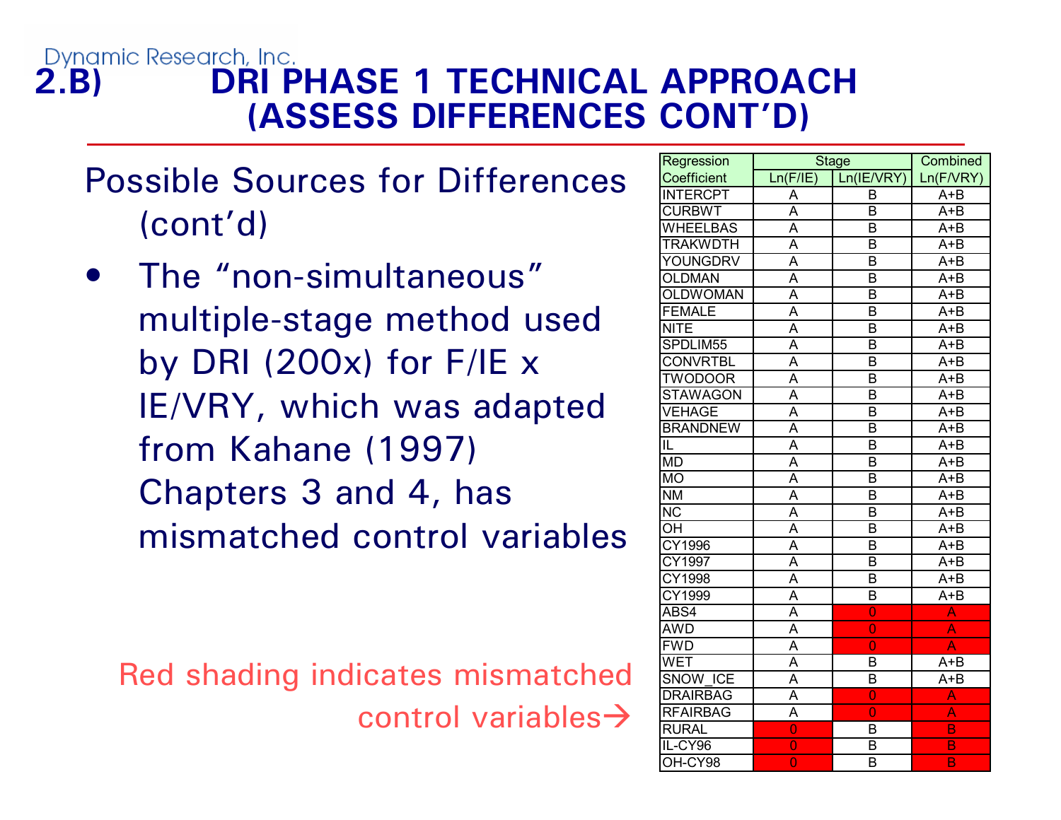Dynamic Research, Inc.

# 2.B) DRI PHASE 1 TECHNICAL APPROACH (ASSESS DIFFERENCES CONT'D)

Possible Sources for Differences (cont'd)

- The "non-simultaneous" multiple-stage method used by DRI (200x) for F/IE x IE/VRY, which was adapted from Kahane (1997) Chapters 3 and 4, has mismatched control variables

Red shading indicates mismatched control variables→

| Regression Coefficient | Stage | | Combined |
|---|---|---|---|
| | Ln(F/IE) | Ln(IE/VRY) | Ln(F/VRY) |
| INTERCPT | A | B | A+B |
| CURBWT | A | B | A+B |
| WHEELBAS | A | B | A+B |
| TRAKWDTH | A | B | A+B |
| YOUNGDRV | A | B | A+B |
| OLDMAN | A | B | A+B |
| OLDWOMAN | A | B | A+B |
| FEMALE | A | B | A+B |
| NITE | A | B | A+B |
| SPDLIM55 | A | B | A+B |
| CONVRTBL | A | B | A+B |
| TWODOOR | A | B | A+B |
| STAWAGON | A | B | A+B |
| VEHAGE | A | B | A+B |
| BRANDNEW | A | B | A+B |
| IL | A | B | A+B |
| MD | A | B | A+B |
| MO | A | B | A+B |
| NM | A | B | A+B |
| NC | A | B | A+B |
| OH | A | B | A+B |
| CY1996 | A | B | A+B |
| CY1997 | A | B | A+B |
| CY1998 | A | B | A+B |
| CY1999 | A | B | A+B |
| ABS4 | A | 0 | A |
| AWD | A | 0 | A |
| FWD | A | 0 | A |
| WET | A | B | A+B |
| SNOW_ICE | A | B | A+B |
| DRAIRBAG | A | 0 | A |
| RFAIRBAG | A | 0 | A |
| RURAL | 0 | B | B |
| IL-CY96 | 0 | B | B |
| OH-CY98 | 0 | B | B |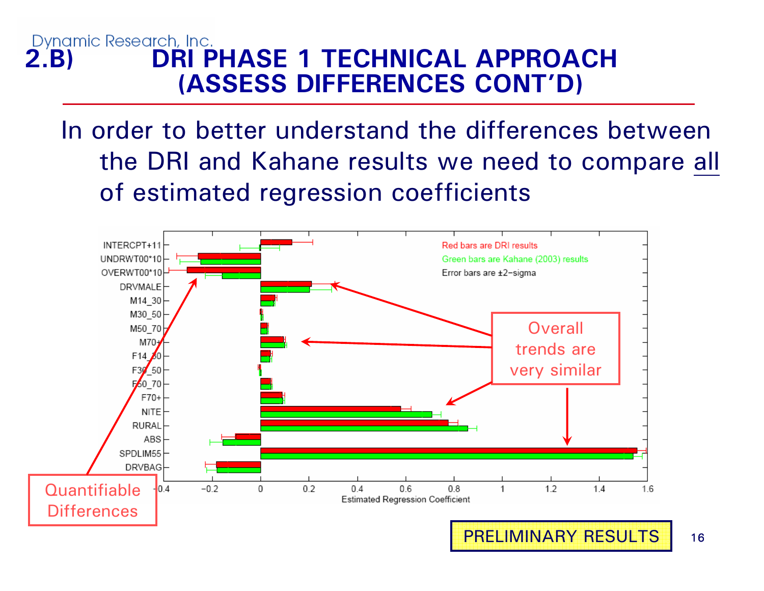# 2.B) DRI PHASE 1 TECHNICAL APPROACH (ASSESS DIFFERENCES CONT'D)

In order to better understand the differences between the DRI and Kahane results we need to compare all of estimated regression coefficients

Red bars are DRI results

Green bars are Kahane (2003) results

Error bars are ±2-sigma

Overall trends are very similar

Quantifiable Differences

PRELIMINARY RESULTS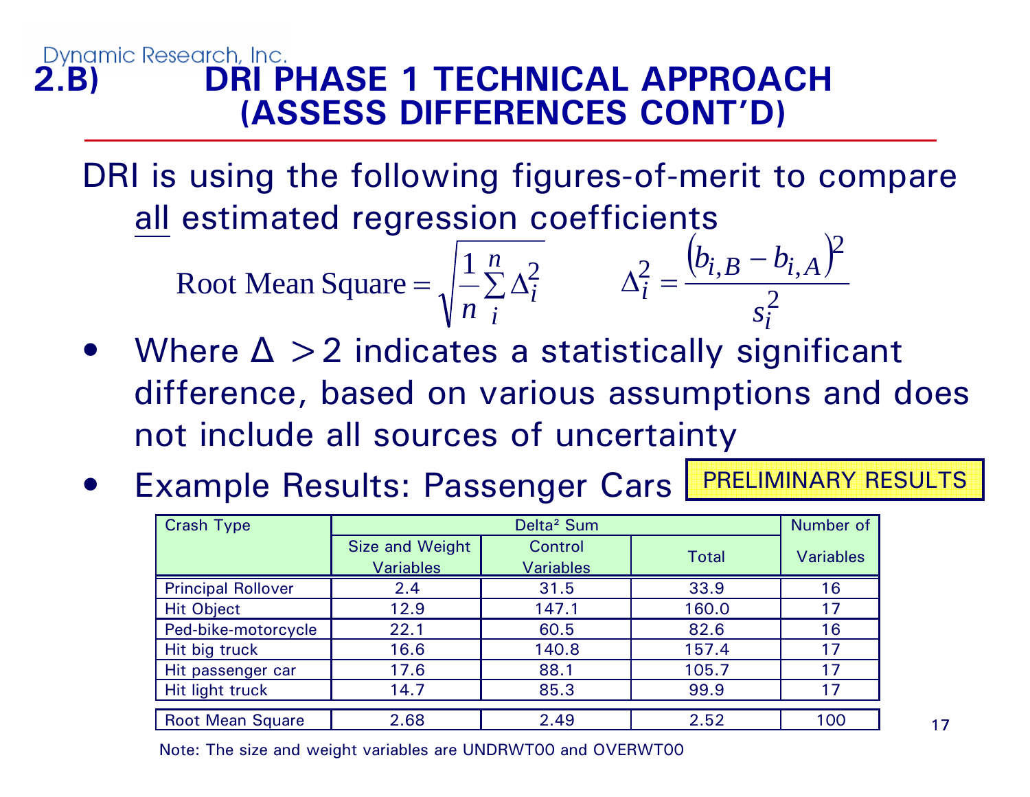# 2.B) DRI PHASE 1 TECHNICAL APPROACH (ASSESS DIFFERENCES CONT'D)

DRI is using the following figures-of-merit to compare all estimated regression coefficients

$$\text{Root Mean Square} = \sqrt{\frac{1}{n}\sum_{i}^{n}\Delta_i^2} \qquad \Delta_i^2 = \frac{\left(b_{i,B} - b_{i,A}\right)^2}{s_i^2}$$

- Where $\Delta > 2$ indicates a statistically significant difference, based on various assumptions and does not include all sources of uncertainty
- Example Results: Passenger Cars **PRELIMINARY RESULTS**

| Crash Type | Delta² Sum | | | Number of Variables |
|---|---|---|---|---|
| | Size and Weight Variables | Control Variables | Total | |
| Principal Rollover | 2.4 | 31.5 | 33.9 | 16 |
| Hit Object | 12.9 | 147.1 | 160.0 | 17 |
| Ped-bike-motorcycle | 22.1 | 60.5 | 82.6 | 16 |
| Hit big truck | 16.6 | 140.8 | 157.4 | 17 |
| Hit passenger car | 17.6 | 88.1 | 105.7 | 17 |
| Hit light truck | 14.7 | 85.3 | 99.9 | 17 |
| Root Mean Square | 2.68 | 2.49 | 2.52 | 100 |

Note: The size and weight variables are UNDRWT00 and OVERWT00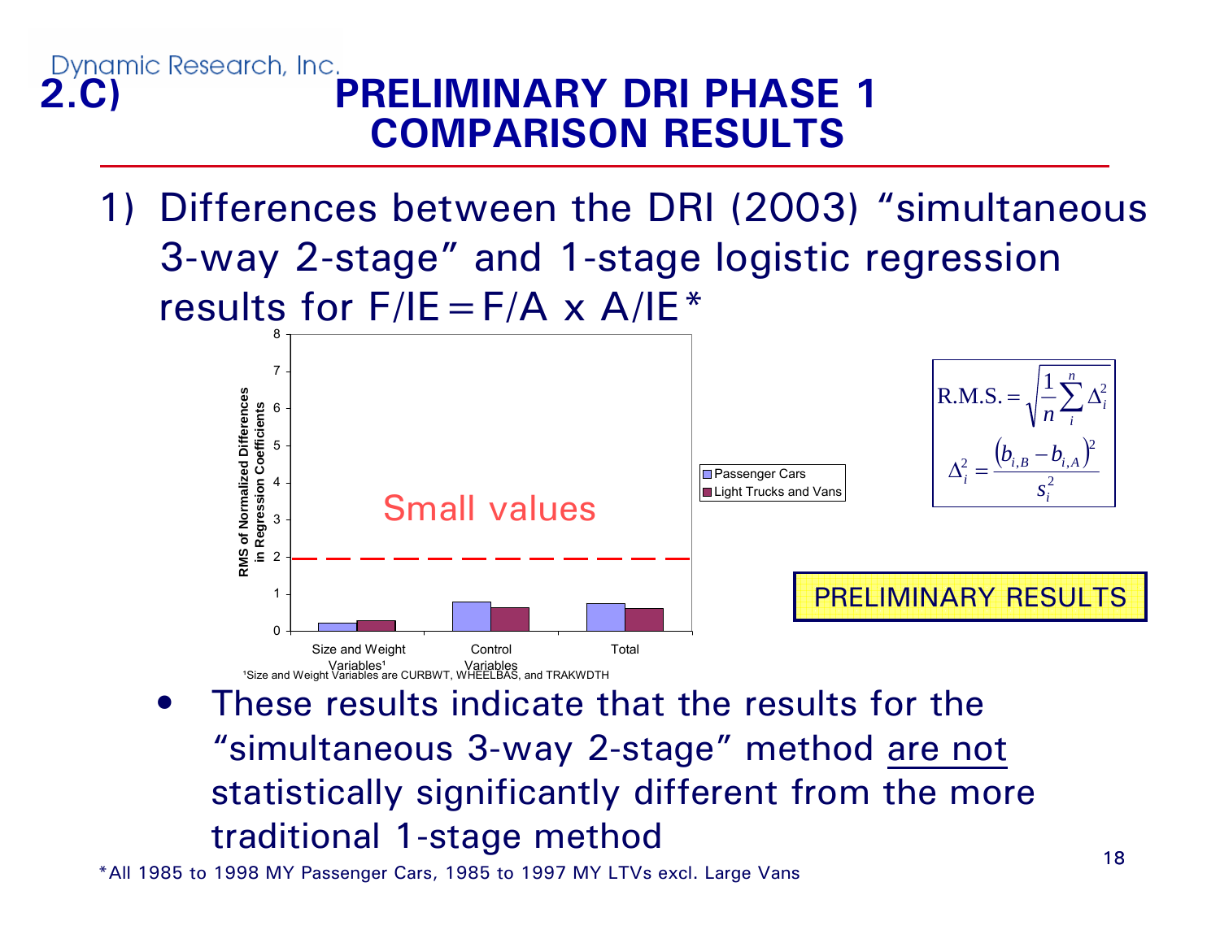Dynamic Research, Inc.

# 2.C) PRELIMINARY DRI PHASE 1 COMPARISON RESULTS

1) Differences between the DRI (2003) "simultaneous 3-way 2-stage" and 1-stage logistic regression results for F/IE = F/A x A/IE*

| | Passenger Cars | Light Trucks and Vans |
|---|---|---|
| Size and Weight Variables[1] | ~0.2 | ~0.3 |
| Control Variables | ~0.8 | ~0.65 |
| Total | ~0.75 | ~0.6 |

Y-axis: RMS of Normalized Differences in Regression Coefficients (0 to 8). Dashed line at 2; region below: "Small values".

[1]Size and Weight Variables are CURBWT, WHEELBAS, and TRAKWDTH

$$\text{R.M.S.} = \sqrt{\frac{1}{n}\sum_{i}^{n}\Delta_i^2}$$

$$\Delta_i^2 = \frac{\left(b_{i,B} - b_{i,A}\right)^2}{s_i^2}$$

PRELIMINARY RESULTS

- These results indicate that the results for the "simultaneous 3-way 2-stage" method are not statistically significantly different from the more traditional 1-stage method

*All 1985 to 1998 MY Passenger Cars, 1985 to 1997 MY LTVs excl. Large Vans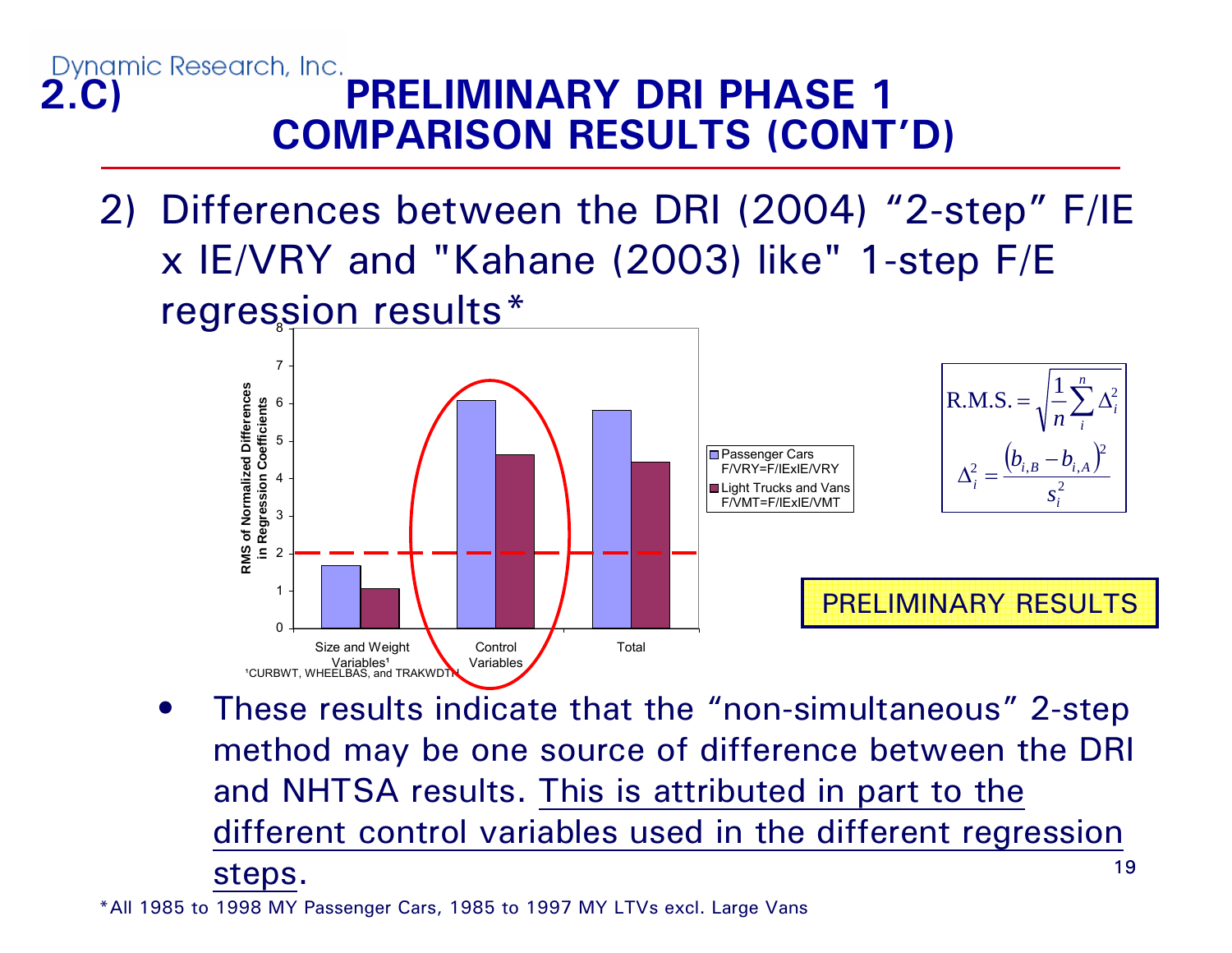# 2.C) PRELIMINARY DRI PHASE 1 COMPARISON RESULTS (CONT'D)

2) Differences between the DRI (2004) "2-step" F/IE x IE/VRY and "Kahane (2003) like" 1-step F/E regression results*

RMS of Normalized Differences in Regression Coefficients

| | Passenger Cars F/VRY=F/IExIE/VRY | Light Trucks and Vans F/VMT=F/IExIE/VMT |
|---|---|---|
| Size and Weight Variables[1] | ~1.7 | ~1.05 |
| Control Variables | ~6.1 | ~4.65 |
| Total | ~5.85 | ~4.45 |

[1] CURBWT, WHEELBAS, and TRAKWDTH

$$\text{R.M.S.} = \sqrt{\frac{1}{n}\sum_{i}^{n}\Delta_i^2}$$

$$\Delta_i^2 = \frac{\left(b_{i,B} - b_{i,A}\right)^2}{s_i^2}$$

PRELIMINARY RESULTS

- These results indicate that the "non-simultaneous" 2-step method may be one source of difference between the DRI and NHTSA results. <u>This is attributed in part to the different control variables used in the different regression steps</u>.

*All 1985 to 1998 MY Passenger Cars, 1985 to 1997 MY LTVs excl. Large Vans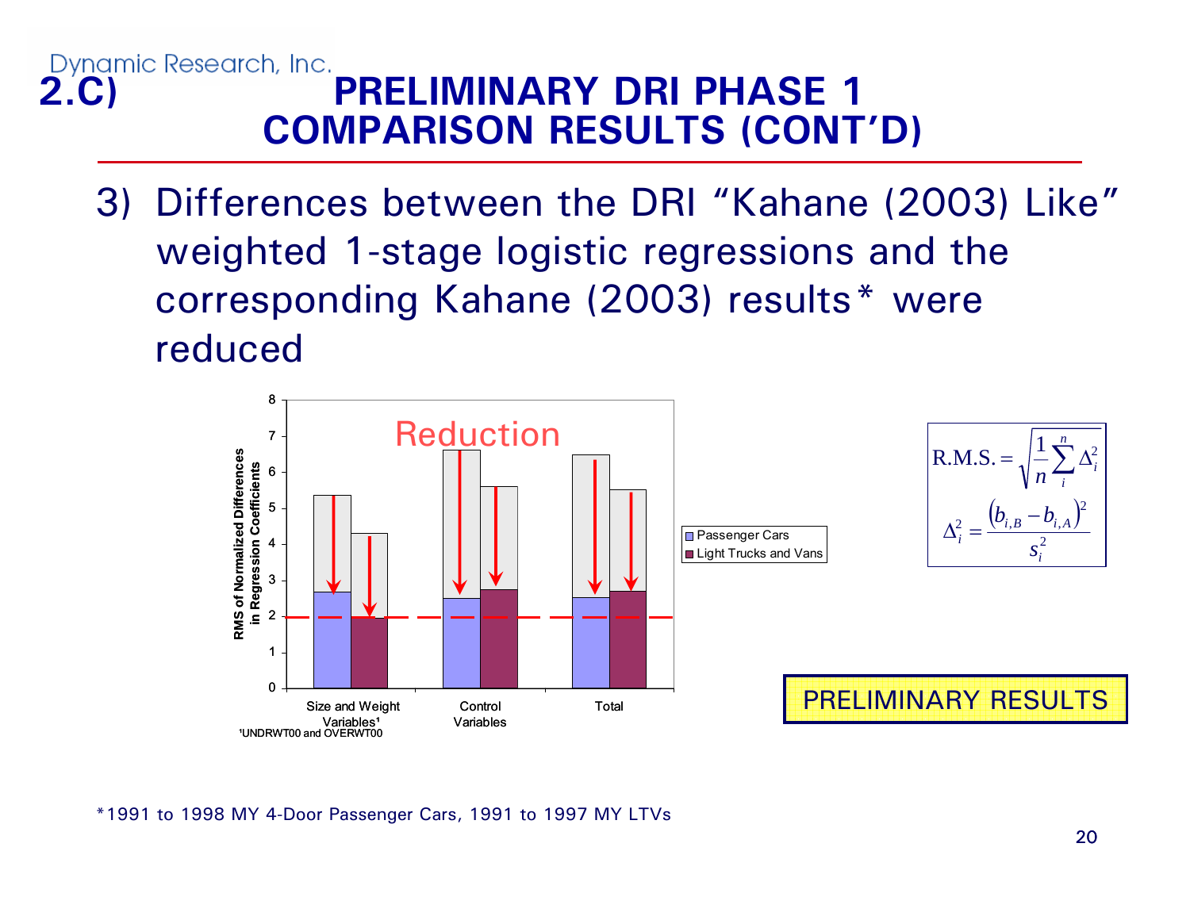# 2.C) PRELIMINARY DRI PHASE 1 COMPARISON RESULTS (CONT'D)

3) Differences between the DRI "Kahane (2003) Like" weighted 1-stage logistic regressions and the corresponding Kahane (2003) results* were reduced

Reduction

RMS of Normalized Differences in Regression Coefficients

Size and Weight Variables[1] | Control Variables | Total

[1]UNDRWT00 and OVERWT00

Passenger Cars | Light Trucks and Vans

$$\text{R.M.S.} = \sqrt{\frac{1}{n}\sum_{i}^{n}\Delta_i^2}$$

$$\Delta_i^2 = \frac{\left(b_{i,B} - b_{i,A}\right)^2}{s_i^2}$$

PRELIMINARY RESULTS

*1991 to 1998 MY 4-Door Passenger Cars, 1991 to 1997 MY LTVs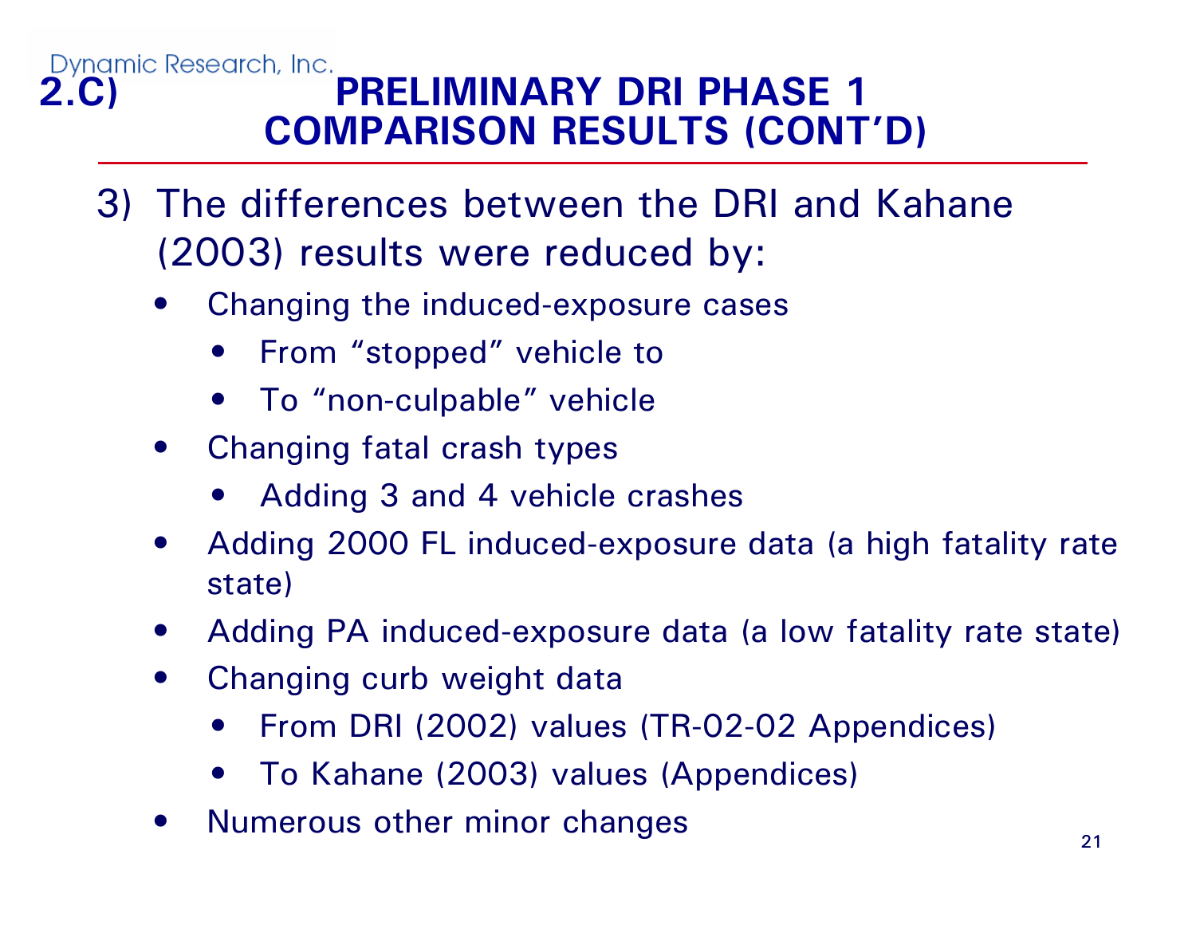Dynamic Research, Inc.

# 2.C) PRELIMINARY DRI PHASE 1 COMPARISON RESULTS (CONT'D)

3) The differences between the DRI and Kahane (2003) results were reduced by:
   - Changing the induced-exposure cases
     - From "stopped" vehicle to
     - To "non-culpable" vehicle
   - Changing fatal crash types
     - Adding 3 and 4 vehicle crashes
   - Adding 2000 FL induced-exposure data (a high fatality rate state)
   - Adding PA induced-exposure data (a low fatality rate state)
   - Changing curb weight data
     - From DRI (2002) values (TR-02-02 Appendices)
     - To Kahane (2003) values (Appendices)
   - Numerous other minor changes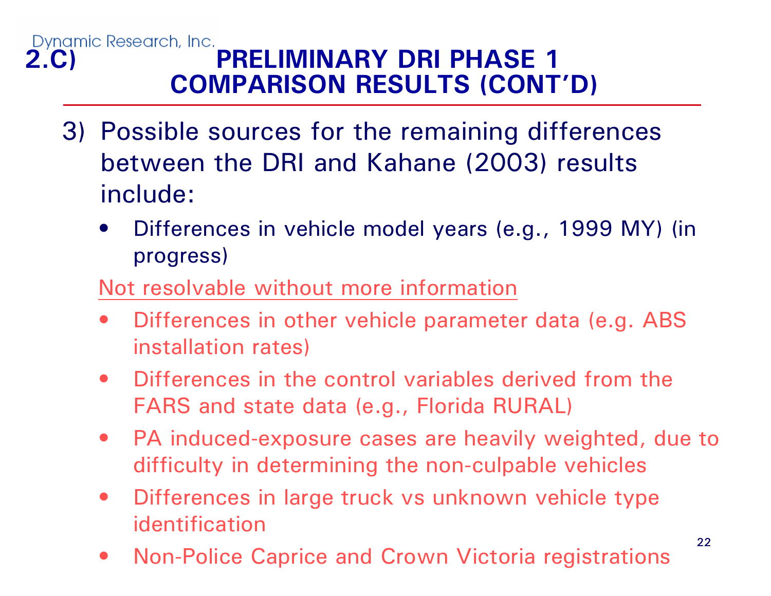Dynamic Research, Inc.

# 2.C) PRELIMINARY DRI PHASE 1 COMPARISON RESULTS (CONT'D)

3) Possible sources for the remaining differences between the DRI and Kahane (2003) results include:

   - Differences in vehicle model years (e.g., 1999 MY) (in progress)

   Not resolvable without more information

   - Differences in other vehicle parameter data (e.g. ABS installation rates)
   - Differences in the control variables derived from the FARS and state data (e.g., Florida RURAL)
   - PA induced-exposure cases are heavily weighted, due to difficulty in determining the non-culpable vehicles
   - Differences in large truck vs unknown vehicle type identification
   - Non-Police Caprice and Crown Victoria registrations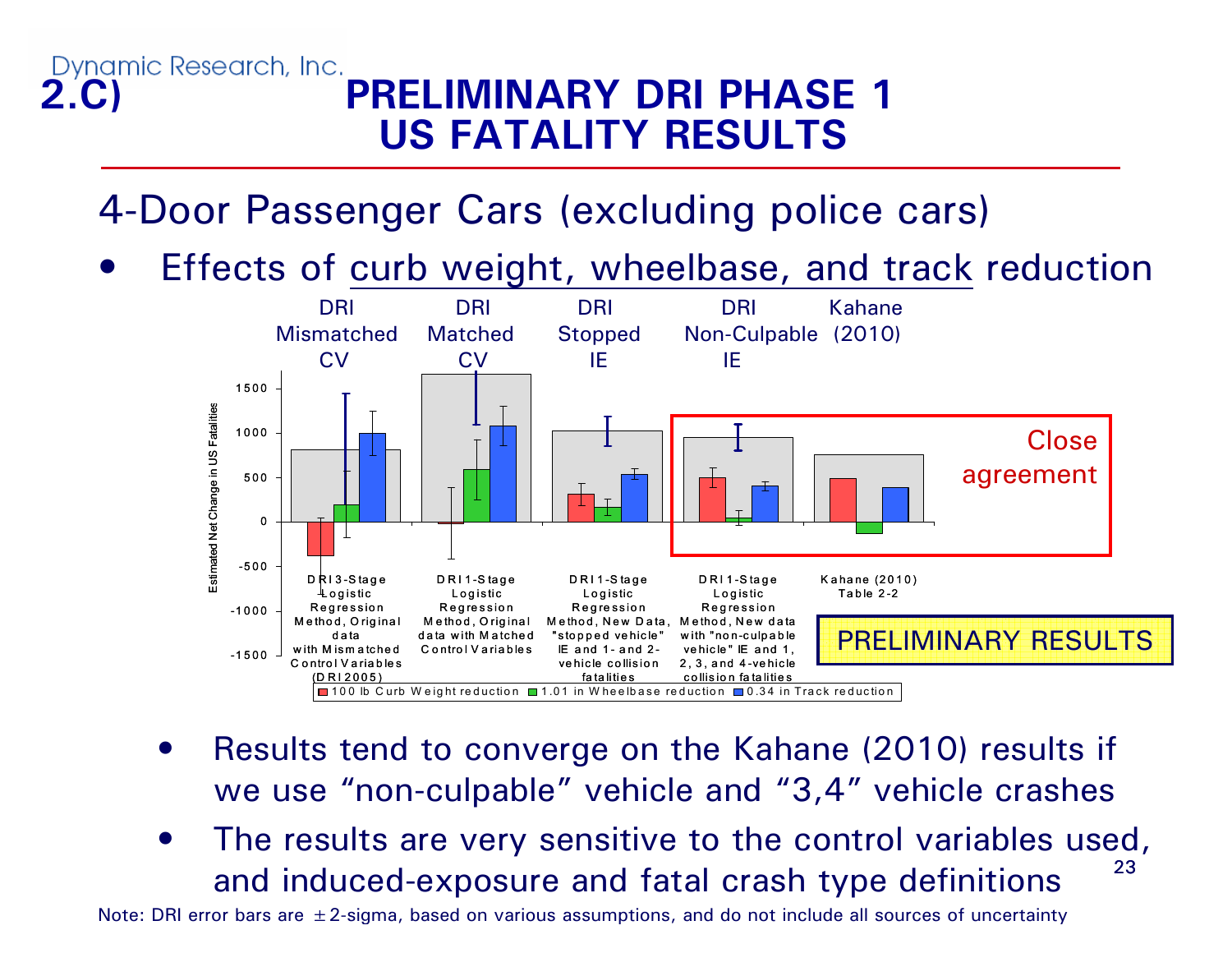Dynamic Research, Inc.

# 2.C) PRELIMINARY DRI PHASE 1 US FATALITY RESULTS

## 4-Door Passenger Cars (excluding police cars)

- Effects of curb weight, wheelbase, and track reduction

| DRI Mismatched CV | DRI Matched CV | DRI Stopped IE | DRI Non-Culpable IE | Kahane (2010) |
|---|---|---|---|---|

Estimated Net Change in US Fatalities

1500, 1000, 500, 0, -500, -1000, -1500

DRI 3-Stage Logistic Regression Method, Original data with Mismatched Control Variables (DRI 2005)

DRI 1-Stage Logistic Regression Method, Original data with Matched Control Variables

DRI 1-Stage Logistic Regression Method, New Data, "stopped vehicle" IE and 1- and 2-vehicle collision fatalities

DRI 1-Stage Logistic Regression Method, New data with "non-culpable vehicle" IE and 1, 2, 3, and 4-vehicle collision fatalities

Kahane (2010) Table 2-2

Close agreement

PRELIMINARY RESULTS

■ 100 lb Curb Weight reduction ■ 1.01 in Wheelbase reduction ■ 0.34 in Track reduction

- Results tend to converge on the Kahane (2010) results if we use "non-culpable" vehicle and "3,4" vehicle crashes
- The results are very sensitive to the control variables used, and induced-exposure and fatal crash type definitions

Note: DRI error bars are ±2-sigma, based on various assumptions, and do not include all sources of uncertainty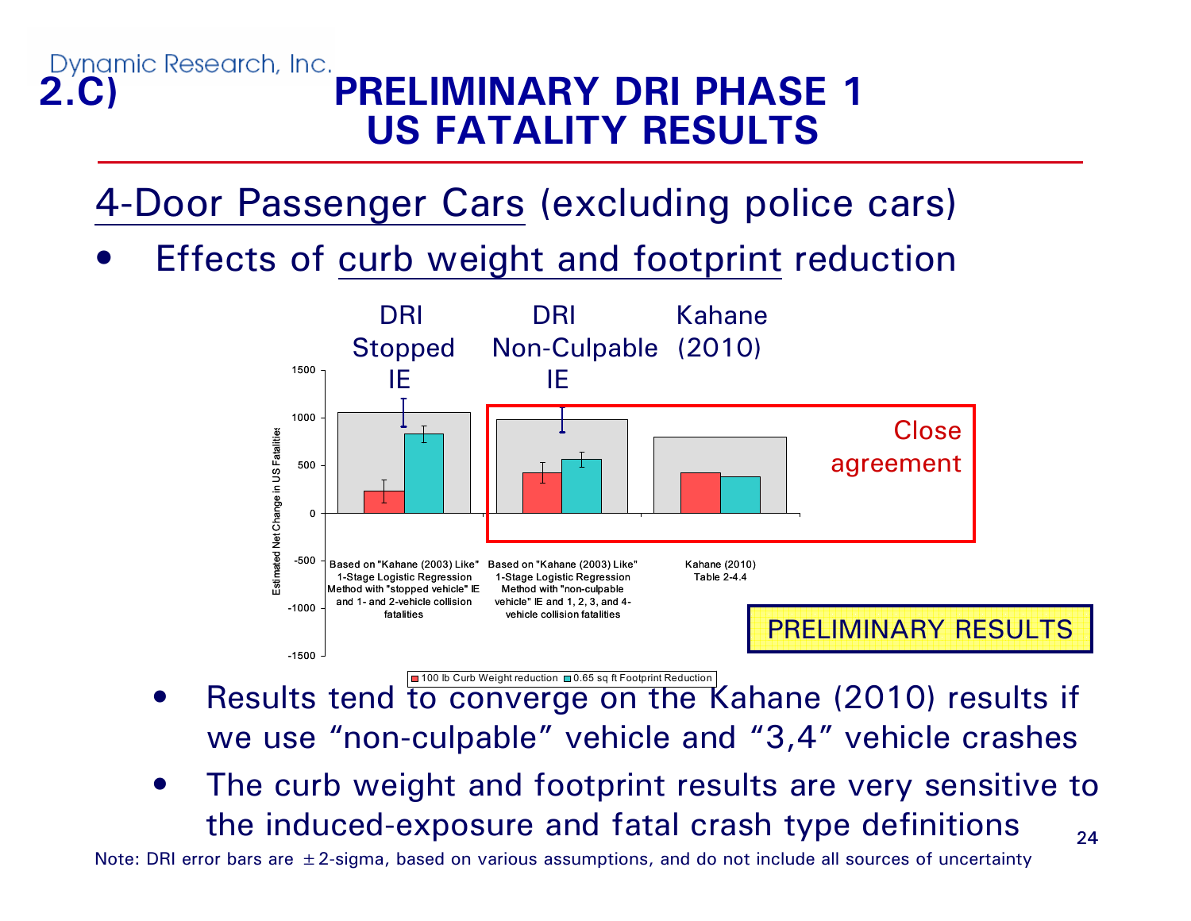Dynamic Research, Inc.

# 2.C) PRELIMINARY DRI PHASE 1 US FATALITY RESULTS

## 4-Door Passenger Cars (excluding police cars)

- Effects of curb weight and footprint reduction

DRI Stopped IE | DRI Non-Culpable IE | Kahane (2010)

Estimated Net Change in US Fatalities

1500, 1000, 500, 0, -500, -1000, -1500

Based on "Kahane (2003) Like" 1-Stage Logistic Regression Method with "stopped vehicle" IE and 1- and 2-vehicle collision fatalities

Based on "Kahane (2003) Like" 1-Stage Logistic Regression Method with "non-culpable vehicle" IE and 1, 2, 3, and 4-vehicle collision fatalities

Kahane (2010) Table 2-4.4

Close agreement

PRELIMINARY RESULTS

100 lb Curb Weight reduction | 0.65 sq ft Footprint Reduction

- Results tend to converge on the Kahane (2010) results if we use "non-culpable" vehicle and "3,4" vehicle crashes
- The curb weight and footprint results are very sensitive to the induced-exposure and fatal crash type definitions

Note: DRI error bars are ±2-sigma, based on various assumptions, and do not include all sources of uncertainty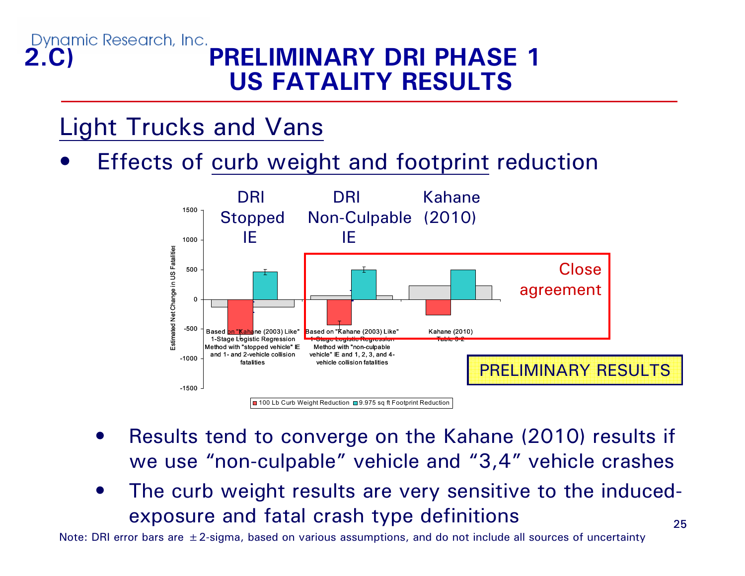# 2.C) PRELIMINARY DRI PHASE 1 US FATALITY RESULTS

## Light Trucks and Vans

- Effects of curb weight and footprint reduction

DRI Stopped IE | DRI Non-Culpable IE | Kahane (2010)

Close agreement

Estimated Net Change in US Fatalities

1500, 1000, 500, 0, -500, -1000, -1500

Based on "Kahane (2003) Like" 1-Stage Logistic Regression Method with "stopped vehicle" IE and 1- and 2-vehicle collision fatalities

Based on "Kahane (2003) Like" 1-Stage Logistic Regression Method with "non-culpable vehicle" IE and 1, 2, 3, and 4-vehicle collision fatalities

Kahane (2010) Table 8-2

PRELIMINARY RESULTS

100 Lb Curb Weight Reduction | 9.975 sq ft Footprint Reduction

- Results tend to converge on the Kahane (2010) results if we use "non-culpable" vehicle and "3,4" vehicle crashes
- The curb weight results are very sensitive to the induced-exposure and fatal crash type definitions

Note: DRI error bars are ±2-sigma, based on various assumptions, and do not include all sources of uncertainty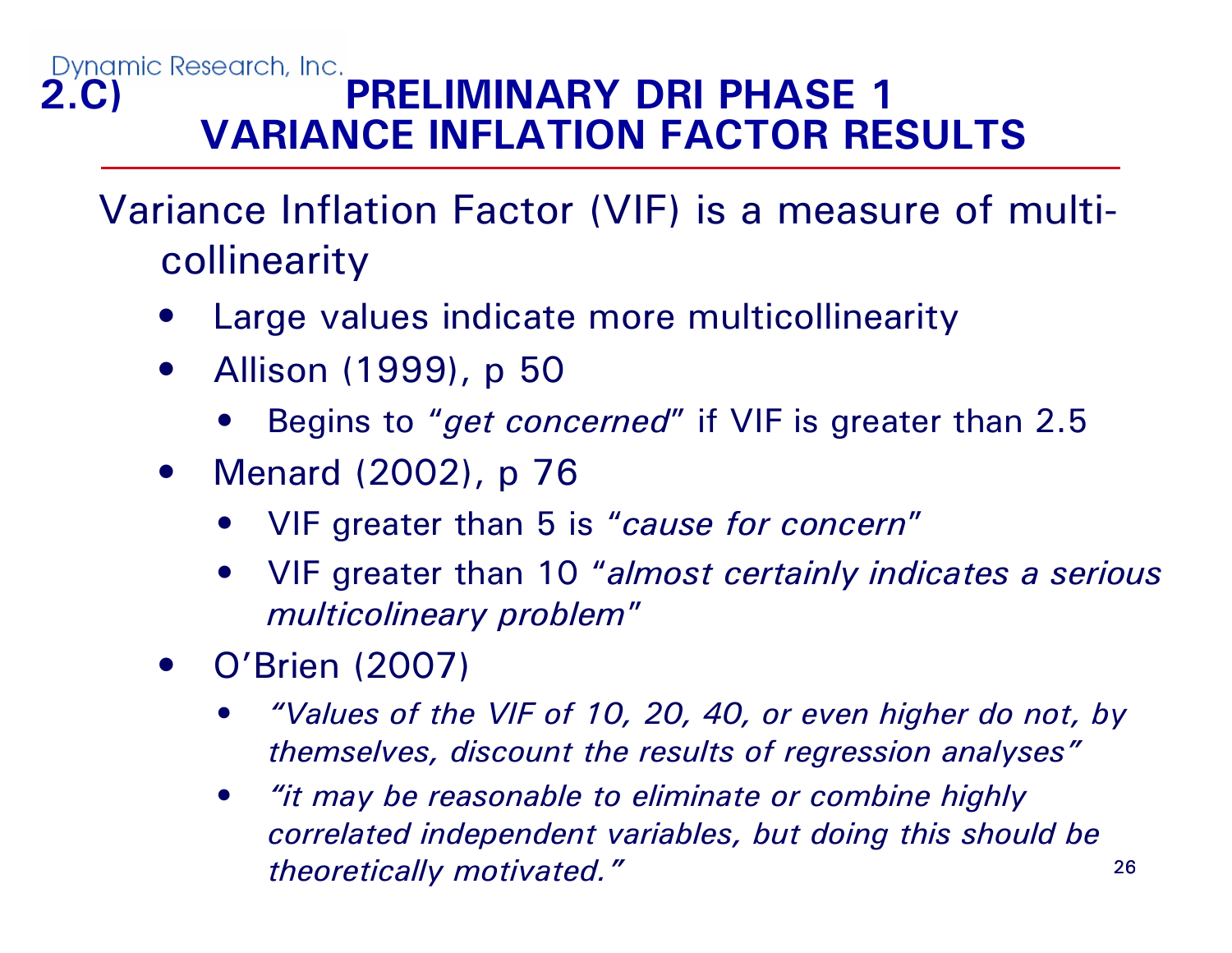# 2.C) PRELIMINARY DRI PHASE 1 VARIANCE INFLATION FACTOR RESULTS

Variance Inflation Factor (VIF) is a measure of multi-collinearity

- Large values indicate more multicollinearity
- Allison (1999), p 50
  - Begins to "*get concerned*" if VIF is greater than 2.5
- Menard (2002), p 76
  - VIF greater than 5 is "*cause for concern*"
  - VIF greater than 10 "*almost certainly indicates a serious multicolineary problem*"
- O'Brien (2007)
  - *"Values of the VIF of 10, 20, 40, or even higher do not, by themselves, discount the results of regression analyses"*
  - *"it may be reasonable to eliminate or combine highly correlated independent variables, but doing this should be theoretically motivated."*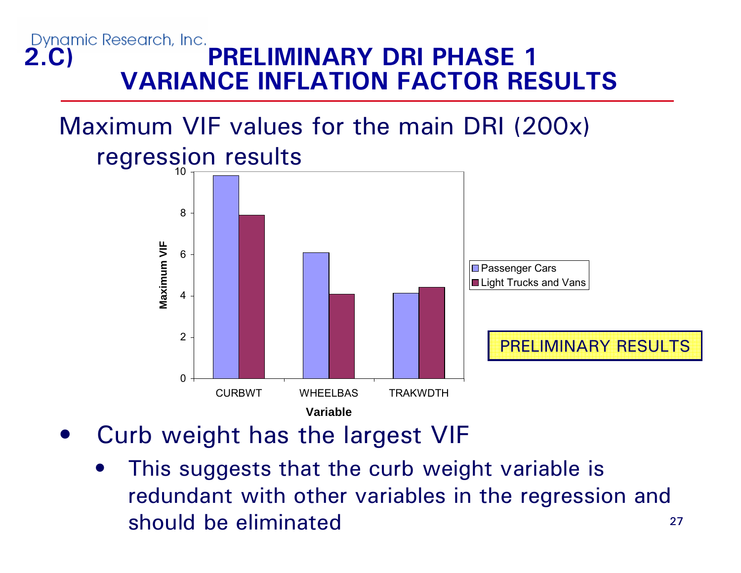Dynamic Research, Inc.

# 2.C) PRELIMINARY DRI PHASE 1 VARIANCE INFLATION FACTOR RESULTS

Maximum VIF values for the main DRI (200x) regression results

| Variable | Passenger Cars | Light Trucks and Vans |
|---|---|---|
| CURBWT | 9.8 | 7.9 |
| WHEELBAS | 6.1 | 4.1 |
| TRAKWDTH | 4.1 | 4.4 |

PRELIMINARY RESULTS

- Curb weight has the largest VIF
  - This suggests that the curb weight variable is redundant with other variables in the regression and should be eliminated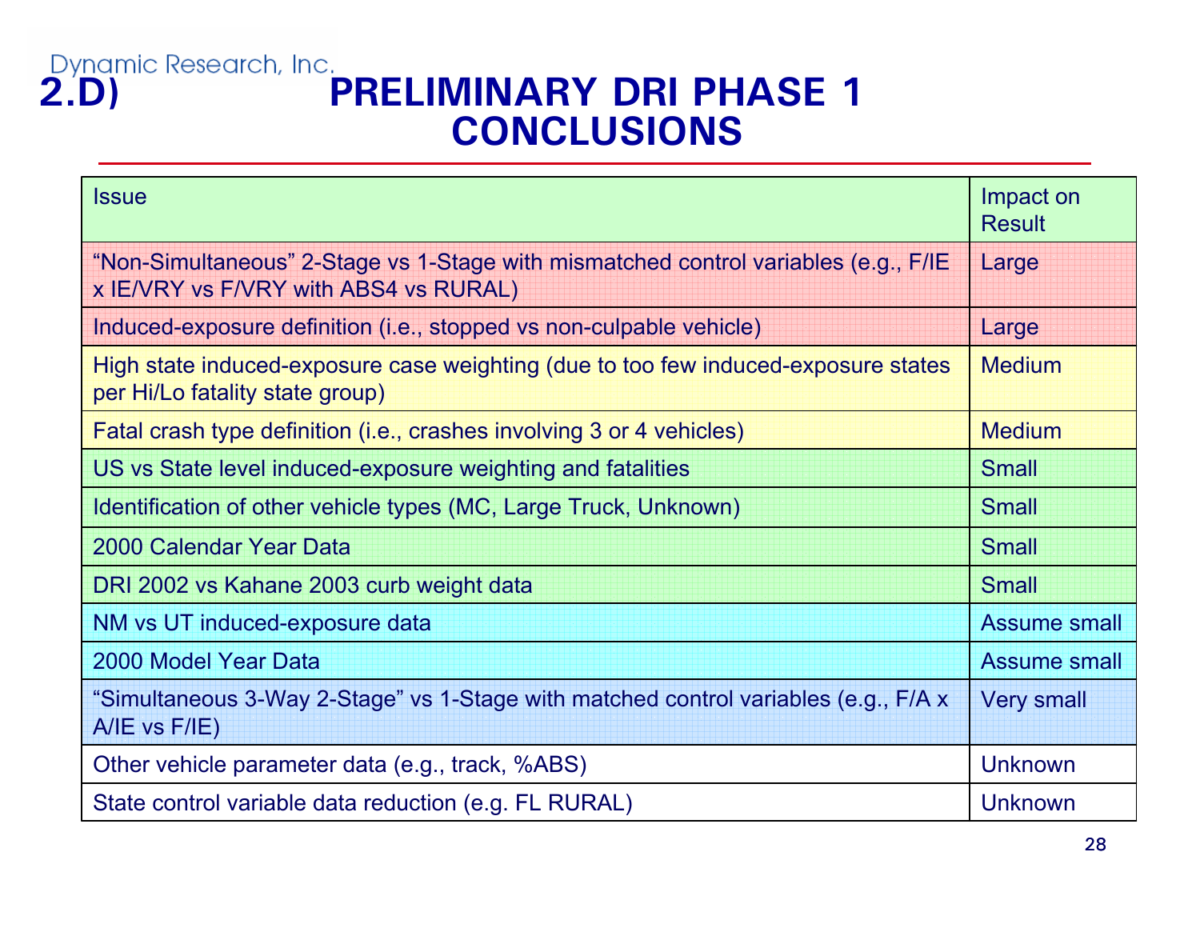Dynamic Research, Inc.

# 2.D) PRELIMINARY DRI PHASE 1 CONCLUSIONS

| Issue | Impact on Result |
|---|---|
| "Non-Simultaneous" 2-Stage vs 1-Stage with mismatched control variables (e.g., F/IE x IE/VRY vs F/VRY with ABS4 vs RURAL) | Large |
| Induced-exposure definition (i.e., stopped vs non-culpable vehicle) | Large |
| High state induced-exposure case weighting (due to too few induced-exposure states per Hi/Lo fatality state group) | Medium |
| Fatal crash type definition (i.e., crashes involving 3 or 4 vehicles) | Medium |
| US vs State level induced-exposure weighting and fatalities | Small |
| Identification of other vehicle types (MC, Large Truck, Unknown) | Small |
| 2000 Calendar Year Data | Small |
| DRI 2002 vs Kahane 2003 curb weight data | Small |
| NM vs UT induced-exposure data | Assume small |
| 2000 Model Year Data | Assume small |
| "Simultaneous 3-Way 2-Stage" vs 1-Stage with matched control variables (e.g., F/A x A/IE vs F/IE) | Very small |
| Other vehicle parameter data (e.g., track, %ABS) | Unknown |
| State control variable data reduction (e.g. FL RURAL) | Unknown |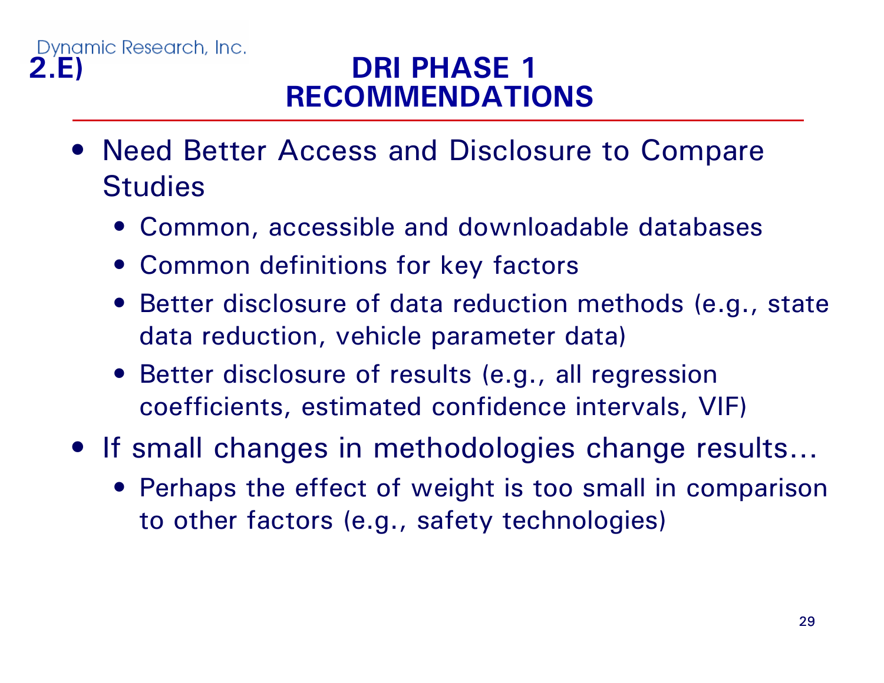Dynamic Research, Inc.

# 2.E) DRI PHASE 1 RECOMMENDATIONS

- Need Better Access and Disclosure to Compare Studies
  - Common, accessible and downloadable databases
  - Common definitions for key factors
  - Better disclosure of data reduction methods (e.g., state data reduction, vehicle parameter data)
  - Better disclosure of results (e.g., all regression coefficients, estimated confidence intervals, VIF)
- If small changes in methodologies change results…
  - Perhaps the effect of weight is too small in comparison to other factors (e.g., safety technologies)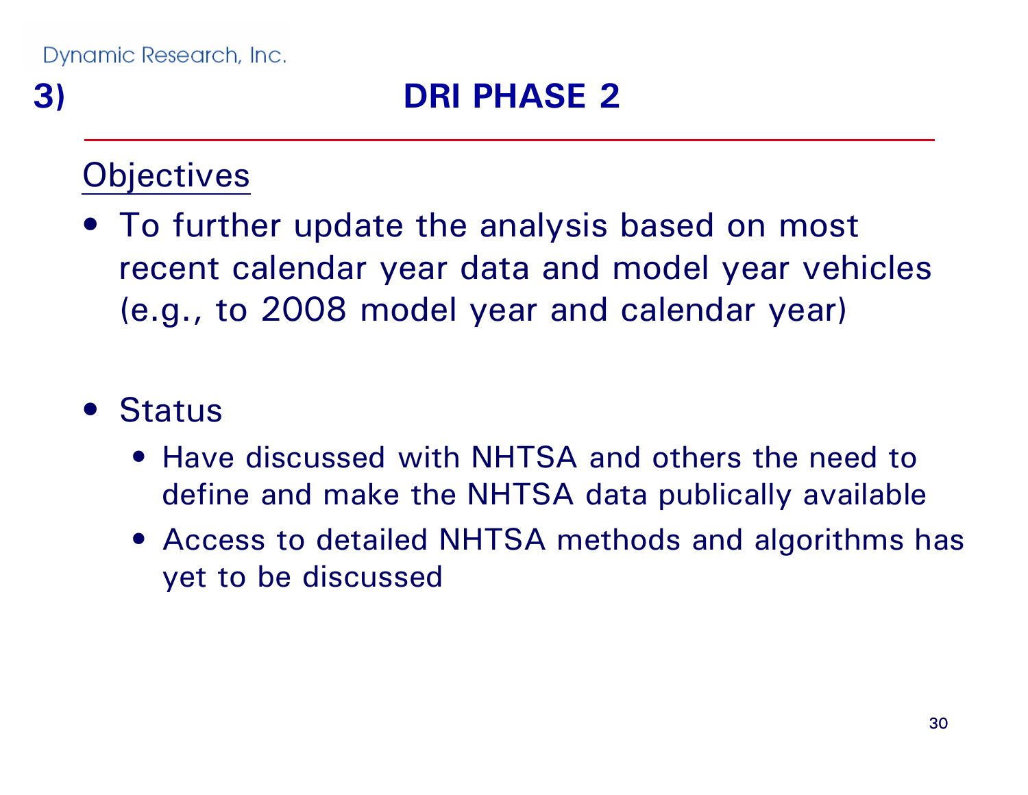# 3) DRI PHASE 2

## Objectives

- To further update the analysis based on most recent calendar year data and model year vehicles (e.g., to 2008 model year and calendar year)

- Status
  - Have discussed with NHTSA and others the need to define and make the NHTSA data publically available
  - Access to detailed NHTSA methods and algorithms has yet to be discussed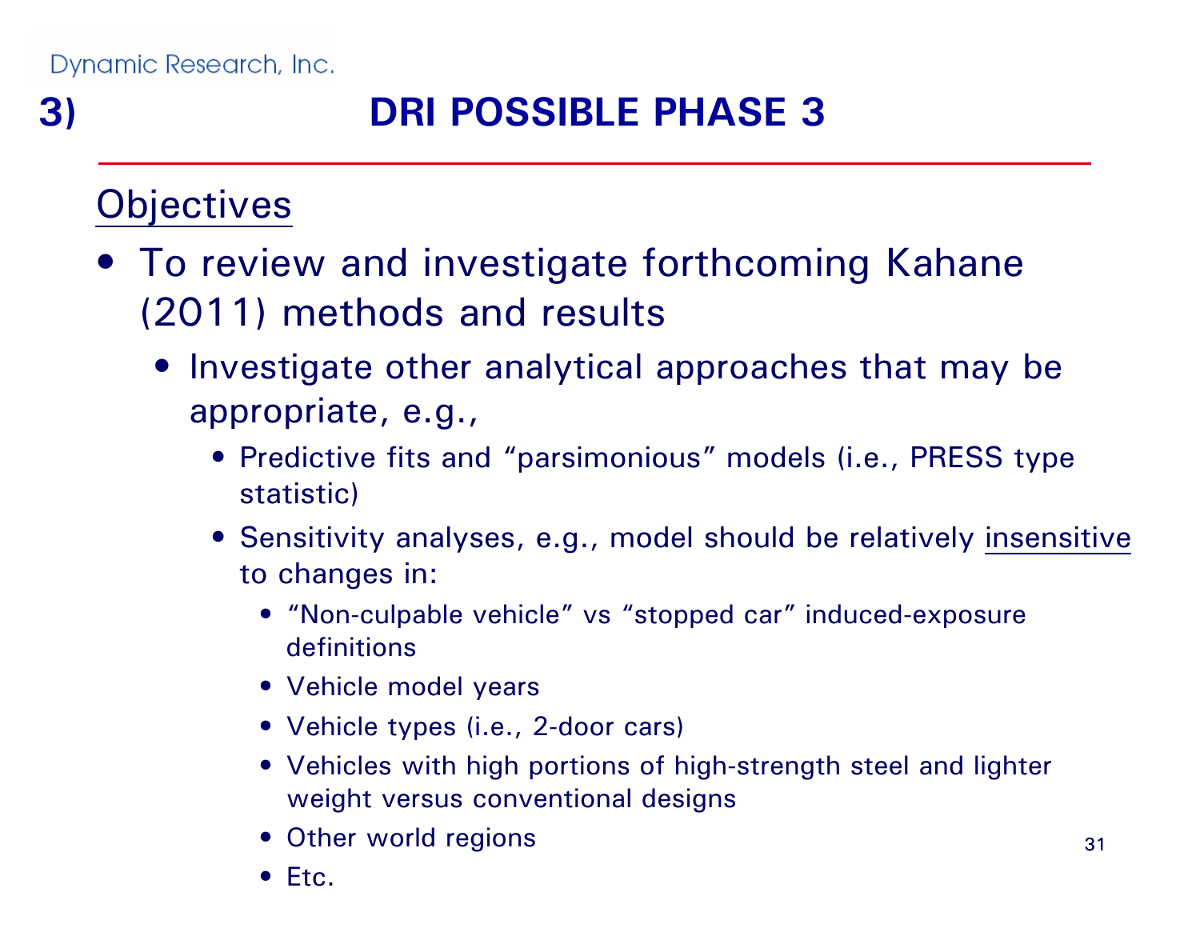## 3) DRI POSSIBLE PHASE 3

<u>Objectives</u>

- To review and investigate forthcoming Kahane (2011) methods and results
  - Investigate other analytical approaches that may be appropriate, e.g.,
    - Predictive fits and "parsimonious" models (i.e., PRESS type statistic)
    - Sensitivity analyses, e.g., model should be relatively <u>insensitive</u> to changes in:
      - "Non-culpable vehicle" vs "stopped car" induced-exposure definitions
      - Vehicle model years
      - Vehicle types (i.e., 2-door cars)
      - Vehicles with high portions of high-strength steel and lighter weight versus conventional designs
      - Other world regions
      - Etc.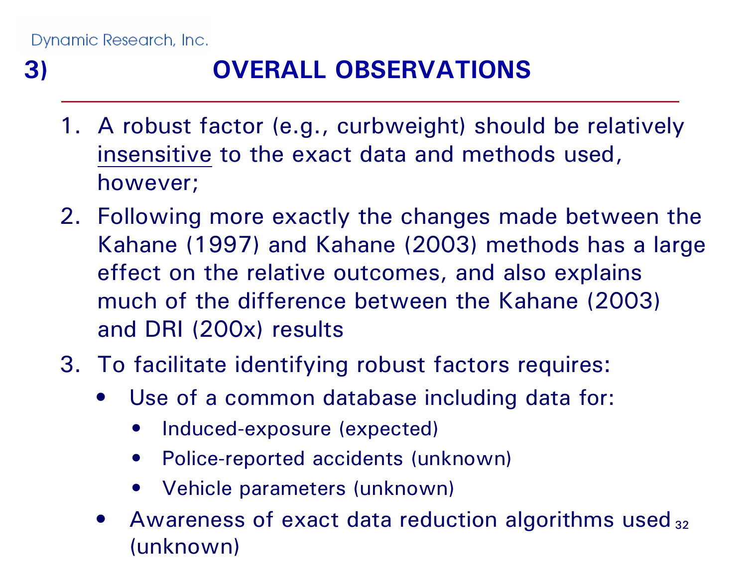# 3) OVERALL OBSERVATIONS

1. A robust factor (e.g., curbweight) should be relatively <u>insensitive</u> to the exact data and methods used, however;
2. Following more exactly the changes made between the Kahane (1997) and Kahane (2003) methods has a large effect on the relative outcomes, and also explains much of the difference between the Kahane (2003) and DRI (200x) results
3. To facilitate identifying robust factors requires:
   - Use of a common database including data for:
     - Induced-exposure (expected)
     - Police-reported accidents (unknown)
     - Vehicle parameters (unknown)
   - Awareness of exact data reduction algorithms used (unknown)